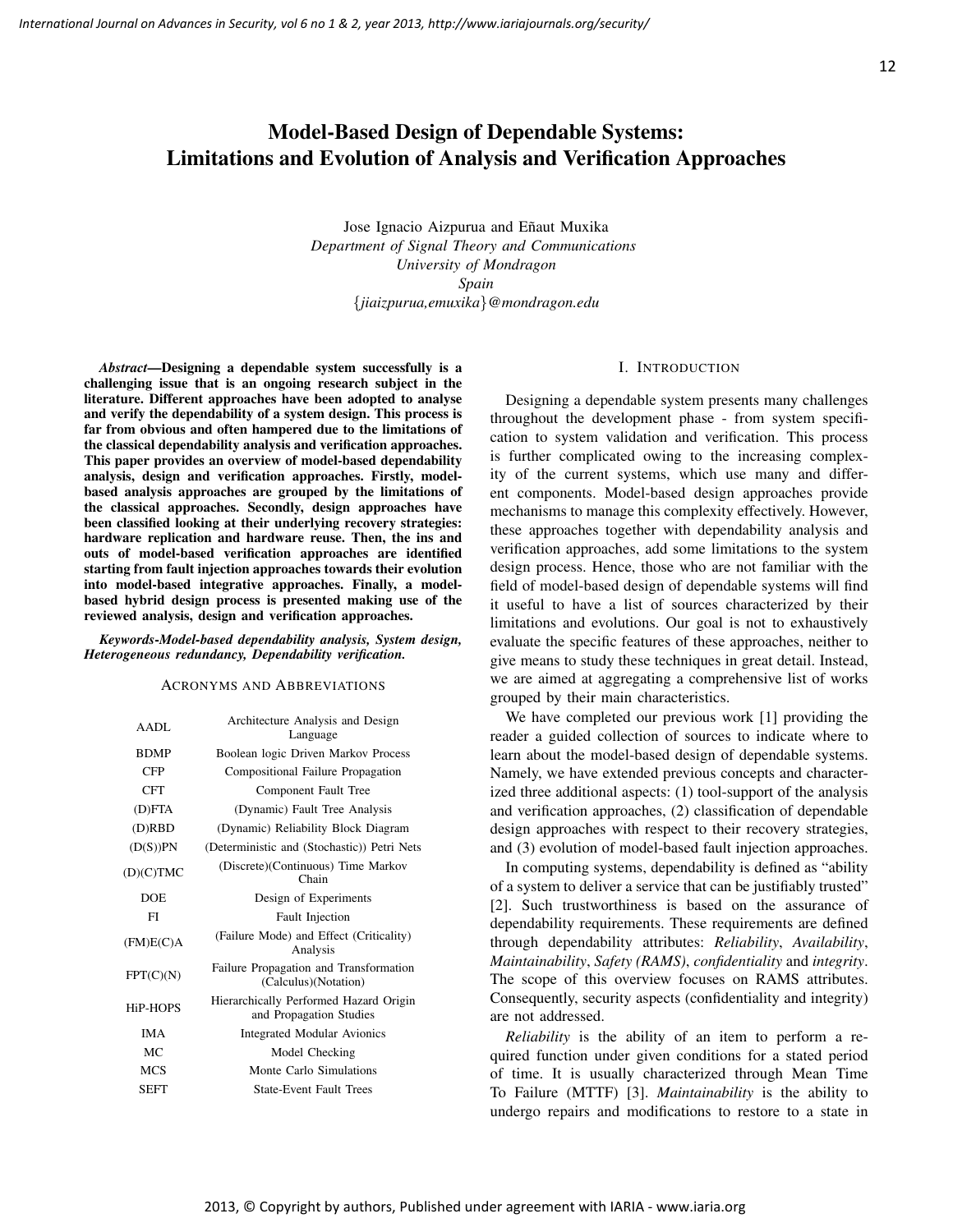# Model-Based Design of Dependable Systems: Limitations and Evolution of Analysis and Verification Approaches

Jose Ignacio Aizpurua and Eñaut Muxika
*Department of Signal Theory and Communications*
*University of Mondragon*
*Spain*
{*jiaizpurua,emuxika*}*@mondragon.edu*

***Abstract*—Designing a dependable system successfully is a challenging issue that is an ongoing research subject in the literature. Different approaches have been adopted to analyse and verify the dependability of a system design. This process is far from obvious and often hampered due to the limitations of the classical dependability analysis and verification approaches. This paper provides an overview of model-based dependability analysis, design and verification approaches. Firstly, model-based analysis approaches are grouped by the limitations of the classical approaches. Secondly, design approaches have been classified looking at their underlying recovery strategies: hardware replication and hardware reuse. Then, the ins and outs of model-based verification approaches are identified starting from fault injection approaches towards their evolution into model-based integrative approaches. Finally, a model-based hybrid design process is presented making use of the reviewed analysis, design and verification approaches.**

***Keywords-Model-based dependability analysis, System design, Heterogeneous redundancy, Dependability verification.***

## Acronyms and Abbreviations

| | |
|---|---|
| AADL | Architecture Analysis and Design Language |
| BDMP | Boolean logic Driven Markov Process |
| CFP | Compositional Failure Propagation |
| CFT | Component Fault Tree |
| (D)FTA | (Dynamic) Fault Tree Analysis |
| (D)RBD | (Dynamic) Reliability Block Diagram |
| (D(S))PN | (Deterministic and (Stochastic)) Petri Nets |
| (D)(C)TMC | (Discrete)(Continuous) Time Markov Chain |
| DOE | Design of Experiments |
| FI | Fault Injection |
| (FM)E(C)A | (Failure Mode) and Effect (Criticality) Analysis |
| FPT(C)(N) | Failure Propagation and Transformation (Calculus)(Notation) |
| HiP-HOPS | Hierarchically Performed Hazard Origin and Propagation Studies |
| IMA | Integrated Modular Avionics |
| MC | Model Checking |
| MCS | Monte Carlo Simulations |
| SEFT | State-Event Fault Trees |

## I. Introduction

Designing a dependable system presents many challenges throughout the development phase - from system specification to system validation and verification. This process is further complicated owing to the increasing complexity of the current systems, which use many and different components. Model-based design approaches provide mechanisms to manage this complexity effectively. However, these approaches together with dependability analysis and verification approaches, add some limitations to the system design process. Hence, those who are not familiar with the field of model-based design of dependable systems will find it useful to have a list of sources characterized by their limitations and evolutions. Our goal is not to exhaustively evaluate the specific features of these approaches, neither to give means to study these techniques in great detail. Instead, we are aimed at aggregating a comprehensive list of works grouped by their main characteristics.

We have completed our previous work [1] providing the reader a guided collection of sources to indicate where to learn about the model-based design of dependable systems. Namely, we have extended previous concepts and characterized three additional aspects: (1) tool-support of the analysis and verification approaches, (2) classification of dependable design approaches with respect to their recovery strategies, and (3) evolution of model-based fault injection approaches.

In computing systems, dependability is defined as "ability of a system to deliver a service that can be justifiably trusted" [2]. Such trustworthiness is based on the assurance of dependability requirements. These requirements are defined through dependability attributes: *Reliability*, *Availability*, *Maintainability*, *Safety (RAMS)*, *confidentiality* and *integrity*. The scope of this overview focuses on RAMS attributes. Consequently, security aspects (confidentiality and integrity) are not addressed.

*Reliability* is the ability of an item to perform a required function under given conditions for a stated period of time. It is usually characterized through Mean Time To Failure (MTTF) [3]. *Maintainability* is the ability to undergo repairs and modifications to restore to a state in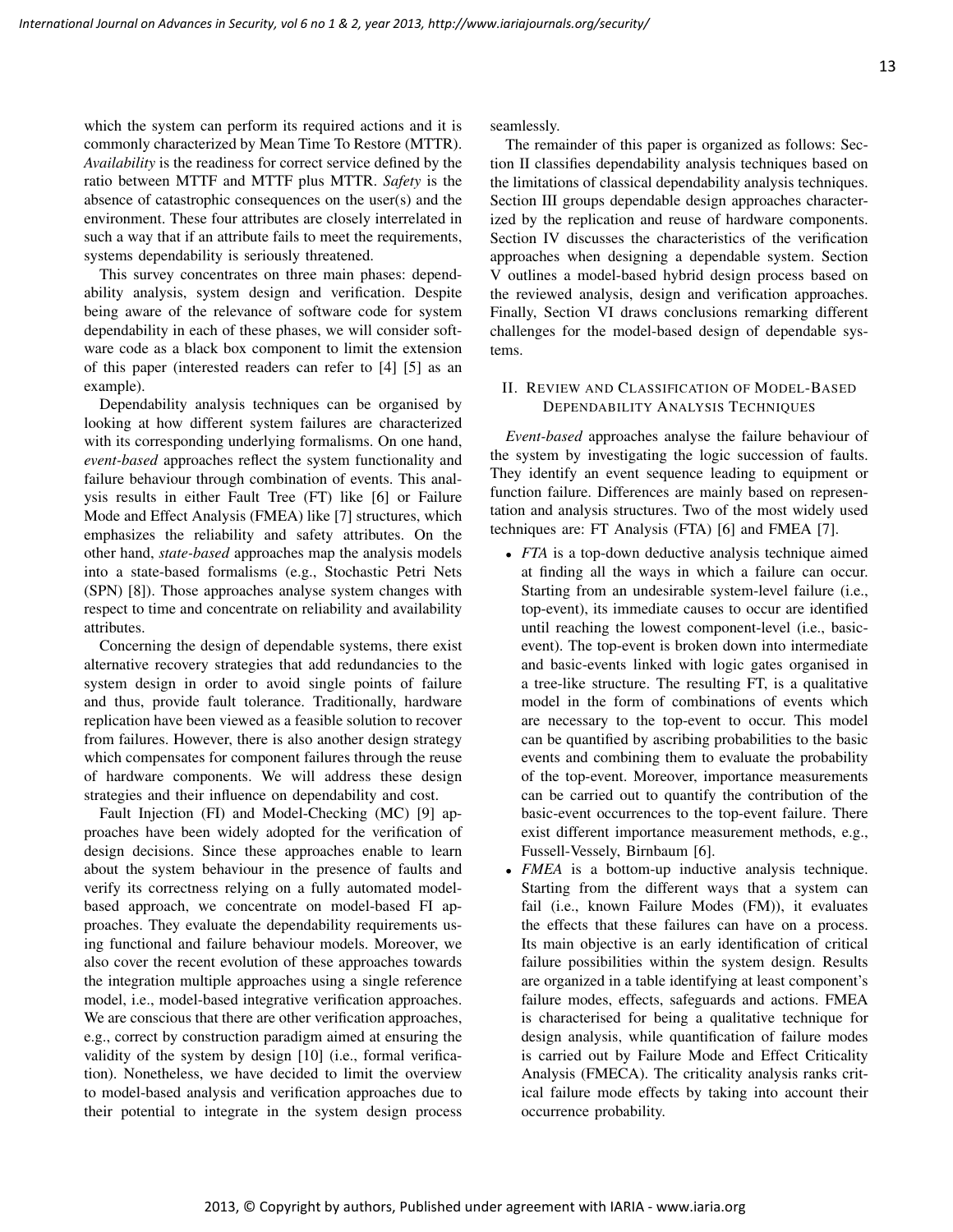which the system can perform its required actions and it is commonly characterized by Mean Time To Restore (MTTR). *Availability* is the readiness for correct service defined by the ratio between MTTF and MTTF plus MTTR. *Safety* is the absence of catastrophic consequences on the user(s) and the environment. These four attributes are closely interrelated in such a way that if an attribute fails to meet the requirements, systems dependability is seriously threatened.

This survey concentrates on three main phases: dependability analysis, system design and verification. Despite being aware of the relevance of software code for system dependability in each of these phases, we will consider software code as a black box component to limit the extension of this paper (interested readers can refer to [4] [5] as an example).

Dependability analysis techniques can be organised by looking at how different system failures are characterized with its corresponding underlying formalisms. On one hand, *event-based* approaches reflect the system functionality and failure behaviour through combination of events. This analysis results in either Fault Tree (FT) like [6] or Failure Mode and Effect Analysis (FMEA) like [7] structures, which emphasizes the reliability and safety attributes. On the other hand, *state-based* approaches map the analysis models into a state-based formalisms (e.g., Stochastic Petri Nets (SPN) [8]). Those approaches analyse system changes with respect to time and concentrate on reliability and availability attributes.

Concerning the design of dependable systems, there exist alternative recovery strategies that add redundancies to the system design in order to avoid single points of failure and thus, provide fault tolerance. Traditionally, hardware replication have been viewed as a feasible solution to recover from failures. However, there is also another design strategy which compensates for component failures through the reuse of hardware components. We will address these design strategies and their influence on dependability and cost.

Fault Injection (FI) and Model-Checking (MC) [9] approaches have been widely adopted for the verification of design decisions. Since these approaches enable to learn about the system behaviour in the presence of faults and verify its correctness relying on a fully automated model-based approach, we concentrate on model-based FI approaches. They evaluate the dependability requirements using functional and failure behaviour models. Moreover, we also cover the recent evolution of these approaches towards the integration multiple approaches using a single reference model, i.e., model-based integrative verification approaches. We are conscious that there are other verification approaches, e.g., correct by construction paradigm aimed at ensuring the validity of the system by design [10] (i.e., formal verification). Nonetheless, we have decided to limit the overview to model-based analysis and verification approaches due to their potential to integrate in the system design process seamlessly.

The remainder of this paper is organized as follows: Section II classifies dependability analysis techniques based on the limitations of classical dependability analysis techniques. Section III groups dependable design approaches characterized by the replication and reuse of hardware components. Section IV discusses the characteristics of the verification approaches when designing a dependable system. Section V outlines a model-based hybrid design process based on the reviewed analysis, design and verification approaches. Finally, Section VI draws conclusions remarking different challenges for the model-based design of dependable systems.

## II. Review and Classification of Model-Based Dependability Analysis Techniques

*Event-based* approaches analyse the failure behaviour of the system by investigating the logic succession of faults. They identify an event sequence leading to equipment or function failure. Differences are mainly based on representation and analysis structures. Two of the most widely used techniques are: FT Analysis (FTA) [6] and FMEA [7].

- *FTA* is a top-down deductive analysis technique aimed at finding all the ways in which a failure can occur. Starting from an undesirable system-level failure (i.e., top-event), its immediate causes to occur are identified until reaching the lowest component-level (i.e., basic-event). The top-event is broken down into intermediate and basic-events linked with logic gates organised in a tree-like structure. The resulting FT, is a qualitative model in the form of combinations of events which are necessary to the top-event to occur. This model can be quantified by ascribing probabilities to the basic events and combining them to evaluate the probability of the top-event. Moreover, importance measurements can be carried out to quantify the contribution of the basic-event occurrences to the top-event failure. There exist different importance measurement methods, e.g., Fussell-Vessely, Birnbaum [6].
- *FMEA* is a bottom-up inductive analysis technique. Starting from the different ways that a system can fail (i.e., known Failure Modes (FM)), it evaluates the effects that these failures can have on a process. Its main objective is an early identification of critical failure possibilities within the system design. Results are organized in a table identifying at least component's failure modes, effects, safeguards and actions. FMEA is characterised for being a qualitative technique for design analysis, while quantification of failure modes is carried out by Failure Mode and Effect Criticality Analysis (FMECA). The criticality analysis ranks critical failure mode effects by taking into account their occurrence probability.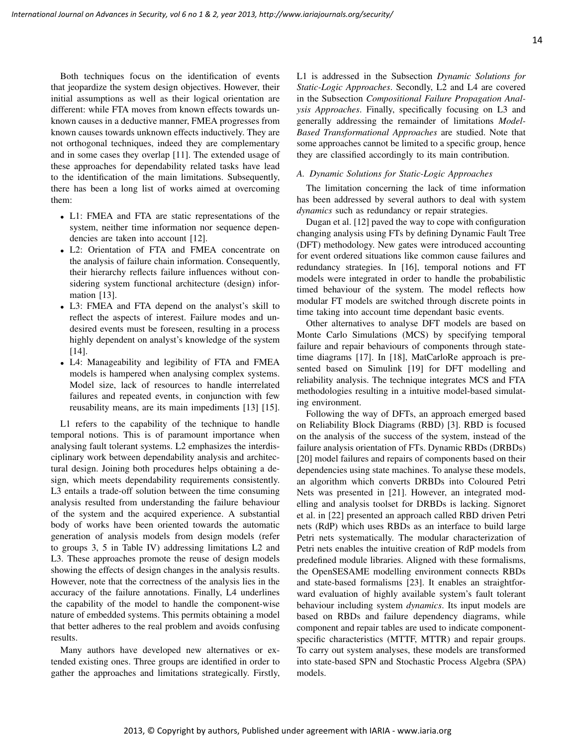Both techniques focus on the identification of events that jeopardize the system design objectives. However, their initial assumptions as well as their logical orientation are different: while FTA moves from known effects towards unknown causes in a deductive manner, FMEA progresses from known causes towards unknown effects inductively. They are not orthogonal techniques, indeed they are complementary and in some cases they overlap [11]. The extended usage of these approaches for dependability related tasks have lead to the identification of the main limitations. Subsequently, there has been a long list of works aimed at overcoming them:

- L1: FMEA and FTA are static representations of the system, neither time information nor sequence dependencies are taken into account [12].
- L2: Orientation of FTA and FMEA concentrate on the analysis of failure chain information. Consequently, their hierarchy reflects failure influences without considering system functional architecture (design) information [13].
- L3: FMEA and FTA depend on the analyst's skill to reflect the aspects of interest. Failure modes and undesired events must be foreseen, resulting in a process highly dependent on analyst's knowledge of the system [14].
- L4: Manageability and legibility of FTA and FMEA models is hampered when analysing complex systems. Model size, lack of resources to handle interrelated failures and repeated events, in conjunction with few reusability means, are its main impediments [13] [15].

L1 refers to the capability of the technique to handle temporal notions. This is of paramount importance when analysing fault tolerant systems. L2 emphasizes the interdisciplinary work between dependability analysis and architectural design. Joining both procedures helps obtaining a design, which meets dependability requirements consistently. L3 entails a trade-off solution between the time consuming analysis resulted from understanding the failure behaviour of the system and the acquired experience. A substantial body of works have been oriented towards the automatic generation of analysis models from design models (refer to groups 3, 5 in Table IV) addressing limitations L2 and L3. These approaches promote the reuse of design models showing the effects of design changes in the analysis results. However, note that the correctness of the analysis lies in the accuracy of the failure annotations. Finally, L4 underlines the capability of the model to handle the component-wise nature of embedded systems. This permits obtaining a model that better adheres to the real problem and avoids confusing results.

Many authors have developed new alternatives or extended existing ones. Three groups are identified in order to gather the approaches and limitations strategically. Firstly, L1 is addressed in the Subsection *Dynamic Solutions for Static-Logic Approaches*. Secondly, L2 and L4 are covered in the Subsection *Compositional Failure Propagation Analysis Approaches*. Finally, specifically focusing on L3 and generally addressing the remainder of limitations *Model-Based Transformational Approaches* are studied. Note that some approaches cannot be limited to a specific group, hence they are classified accordingly to its main contribution.

### A. Dynamic Solutions for Static-Logic Approaches

The limitation concerning the lack of time information has been addressed by several authors to deal with system *dynamics* such as redundancy or repair strategies.

Dugan et al. [12] paved the way to cope with configuration changing analysis using FTs by defining Dynamic Fault Tree (DFT) methodology. New gates were introduced accounting for event ordered situations like common cause failures and redundancy strategies. In [16], temporal notions and FT models were integrated in order to handle the probabilistic timed behaviour of the system. The model reflects how modular FT models are switched through discrete points in time taking into account time dependant basic events.

Other alternatives to analyse DFT models are based on Monte Carlo Simulations (MCS) by specifying temporal failure and repair behaviours of components through state-time diagrams [17]. In [18], MatCarloRe approach is presented based on Simulink [19] for DFT modelling and reliability analysis. The technique integrates MCS and FTA methodologies resulting in a intuitive model-based simulating environment.

Following the way of DFTs, an approach emerged based on Reliability Block Diagrams (RBD) [3]. RBD is focused on the analysis of the success of the system, instead of the failure analysis orientation of FTs. Dynamic RBDs (DRBDs) [20] model failures and repairs of components based on their dependencies using state machines. To analyse these models, an algorithm which converts DRBDs into Coloured Petri Nets was presented in [21]. However, an integrated modelling and analysis toolset for DRBDs is lacking. Signoret et al. in [22] presented an approach called RBD driven Petri nets (RdP) which uses RBDs as an interface to build large Petri nets systematically. The modular characterization of Petri nets enables the intuitive creation of RdP models from predefined module libraries. Aligned with these formalisms, the OpenSESAME modelling environment connects RBDs and state-based formalisms [23]. It enables an straightforward evaluation of highly available system's fault tolerant behaviour including system *dynamics*. Its input models are based on RBDs and failure dependency diagrams, while component and repair tables are used to indicate component-specific characteristics (MTTF, MTTR) and repair groups. To carry out system analyses, these models are transformed into state-based SPN and Stochastic Process Algebra (SPA) models.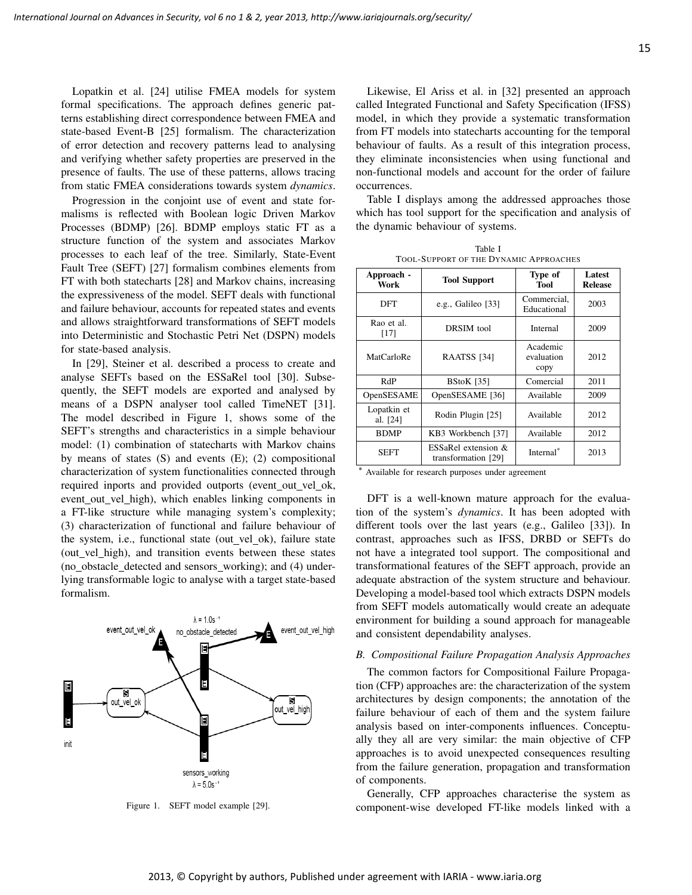Lopatkin et al. [24] utilise FMEA models for system formal specifications. The approach defines generic patterns establishing direct correspondence between FMEA and state-based Event-B [25] formalism. The characterization of error detection and recovery patterns lead to analysing and verifying whether safety properties are preserved in the presence of faults. The use of these patterns, allows tracing from static FMEA considerations towards system *dynamics*.

Progression in the conjoint use of event and state formalisms is reflected with Boolean logic Driven Markov Processes (BDMP) [26]. BDMP employs static FT as a structure function of the system and associates Markov processes to each leaf of the tree. Similarly, State-Event Fault Tree (SEFT) [27] formalism combines elements from FT with both statecharts [28] and Markov chains, increasing the expressiveness of the model. SEFT deals with functional and failure behaviour, accounts for repeated states and events and allows straightforward transformations of SEFT models into Deterministic and Stochastic Petri Net (DSPN) models for state-based analysis.

In [29], Steiner et al. described a process to create and analyse SEFTs based on the ESSaRel tool [30]. Subsequently, the SEFT models are exported and analysed by means of a DSPN analyser tool called TimeNET [31]. The model described in Figure 1, shows some of the SEFT's strengths and characteristics in a simple behaviour model: (1) combination of statecharts with Markov chains by means of states (S) and events (E); (2) compositional characterization of system functionalities connected through required inports and provided outports (event_out_vel_ok, event_out_vel_high), which enables linking components in a FT-like structure while managing system's complexity; (3) characterization of functional and failure behaviour of the system, i.e., functional state (out_vel_ok), failure state (out_vel_high), and transition events between these states (no_obstacle_detected and sensors_working); and (4) underlying transformable logic to analyse with a target state-based formalism.

Figure 1. SEFT model example [29].

Likewise, El Ariss et al. in [32] presented an approach called Integrated Functional and Safety Specification (IFSS) model, in which they provide a systematic transformation from FT models into statecharts accounting for the temporal behaviour of faults. As a result of this integration process, they eliminate inconsistencies when using functional and non-functional models and account for the order of failure occurrences.

Table I displays among the addressed approaches those which has tool support for the specification and analysis of the dynamic behaviour of systems.

Table I
TOOL-SUPPORT OF THE DYNAMIC APPROACHES

| Approach - Work | Tool Support | Type of Tool | Latest Release |
|---|---|---|---|
| DFT | e.g., Galileo [33] | Commercial, Educational | 2003 |
| Rao et al. [17] | DRSIM tool | Internal | 2009 |
| MatCarloRe | RAATSS [34] | Academic evaluation copy | 2012 |
| RdP | BStoK [35] | Comercial | 2011 |
| OpenSESAME | OpenSESAME [36] | Available | 2009 |
| Lopatkin et al. [24] | Rodin Plugin [25] | Available | 2012 |
| BDMP | KB3 Workbench [37] | Available | 2012 |
| SEFT | ESSaRel extension & transformation [29] | Internal* | 2013 |

* Available for research purposes under agreement

DFT is a well-known mature approach for the evaluation of the system's *dynamics*. It has been adopted with different tools over the last years (e.g., Galileo [33]). In contrast, approaches such as IFSS, DRBD or SEFTs do not have a integrated tool support. The compositional and transformational features of the SEFT approach, provide an adequate abstraction of the system structure and behaviour. Developing a model-based tool which extracts DSPN models from SEFT models automatically would create an adequate environment for building a sound approach for manageable and consistent dependability analyses.

### B. Compositional Failure Propagation Analysis Approaches

The common factors for Compositional Failure Propagation (CFP) approaches are: the characterization of the system architectures by design components; the annotation of the failure behaviour of each of them and the system failure analysis based on inter-components influences. Conceptually they all are very similar: the main objective of CFP approaches is to avoid unexpected consequences resulting from the failure generation, propagation and transformation of components.

Generally, CFP approaches characterise the system as component-wise developed FT-like models linked with a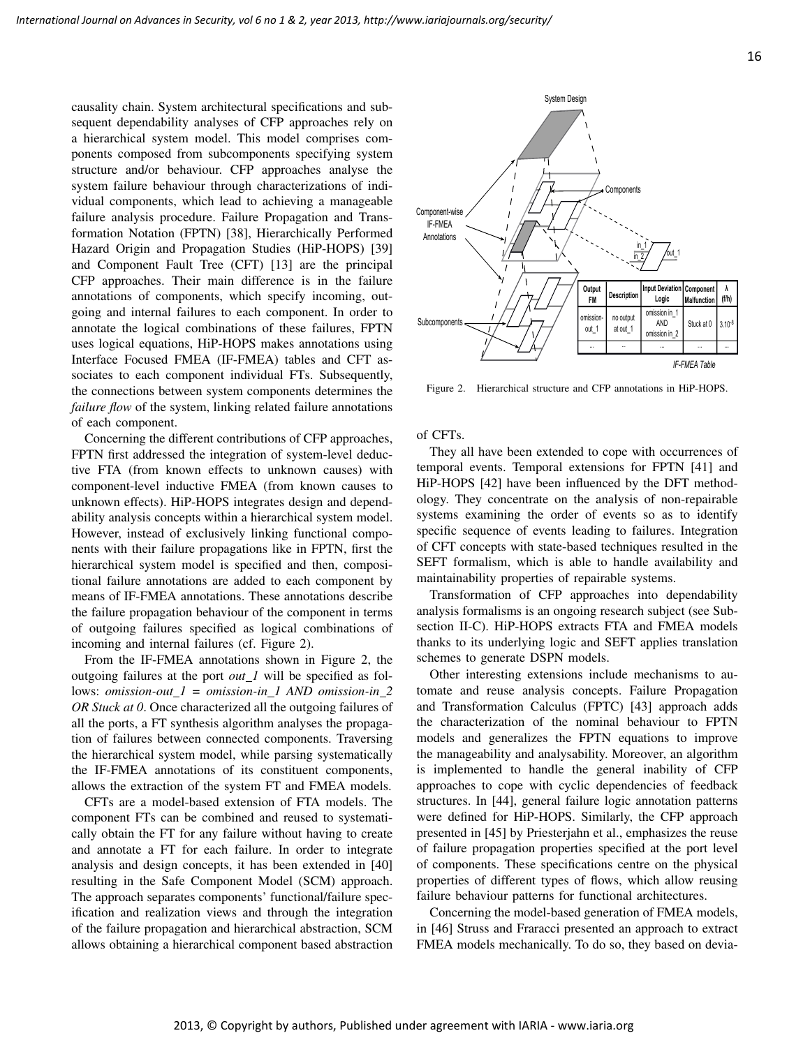causality chain. System architectural specifications and subsequent dependability analyses of CFP approaches rely on a hierarchical system model. This model comprises components composed from subcomponents specifying system structure and/or behaviour. CFP approaches analyse the system failure behaviour through characterizations of individual components, which lead to achieving a manageable failure analysis procedure. Failure Propagation and Transformation Notation (FPTN) [38], Hierarchically Performed Hazard Origin and Propagation Studies (HiP-HOPS) [39] and Component Fault Tree (CFT) [13] are the principal CFP approaches. Their main difference is in the failure annotations of components, which specify incoming, outgoing and internal failures to each component. In order to annotate the logical combinations of these failures, FPTN uses logical equations, HiP-HOPS makes annotations using Interface Focused FMEA (IF-FMEA) tables and CFT associates to each component individual FTs. Subsequently, the connections between system components determines the *failure flow* of the system, linking related failure annotations of each component.

Concerning the different contributions of CFP approaches, FPTN first addressed the integration of system-level deductive FTA (from known effects to unknown causes) with component-level inductive FMEA (from known causes to unknown effects). HiP-HOPS integrates design and dependability analysis concepts within a hierarchical system model. However, instead of exclusively linking functional components with their failure propagations like in FPTN, first the hierarchical system model is specified and then, compositional failure annotations are added to each component by means of IF-FMEA annotations. These annotations describe the failure propagation behaviour of the component in terms of outgoing failures specified as logical combinations of incoming and internal failures (cf. Figure 2).

From the IF-FMEA annotations shown in Figure 2, the outgoing failures at the port *out_1* will be specified as follows: *omission-out_1 = omission-in_1 AND omission-in_2 OR Stuck at 0*. Once characterized all the outgoing failures of all the ports, a FT synthesis algorithm analyses the propagation of failures between connected components. Traversing the hierarchical system model, while parsing systematically the IF-FMEA annotations of its constituent components, allows the extraction of the system FT and FMEA models.

CFTs are a model-based extension of FTA models. The component FTs can be combined and reused to systematically obtain the FT for any failure without having to create and annotate a FT for each failure. In order to integrate analysis and design concepts, it has been extended in [40] resulting in the Safe Component Model (SCM) approach. The approach separates components' functional/failure specification and realization views and through the integration of the failure propagation and hierarchical abstraction, SCM allows obtaining a hierarchical component based abstraction of CFTs.

| Output FM | Description | Input Deviation Logic | Component Malfunction | λ (f/h) |
|---|---|---|---|---|
| omission-out_1 | no output at out_1 | omission in_1 AND omission in_2 | Stuck at 0 | $3.10^{-8}$ |
| ... | ... | ... | ... | ... |

Figure 2. Hierarchical structure and CFP annotations in HiP-HOPS.

They all have been extended to cope with occurrences of temporal events. Temporal extensions for FPTN [41] and HiP-HOPS [42] have been influenced by the DFT methodology. They concentrate on the analysis of non-repairable systems examining the order of events so as to identify specific sequence of events leading to failures. Integration of CFT concepts with state-based techniques resulted in the SEFT formalism, which is able to handle availability and maintainability properties of repairable systems.

Transformation of CFP approaches into dependability analysis formalisms is an ongoing research subject (see Subsection II-C). HiP-HOPS extracts FTA and FMEA models thanks to its underlying logic and SEFT applies translation schemes to generate DSPN models.

Other interesting extensions include mechanisms to automate and reuse analysis concepts. Failure Propagation and Transformation Calculus (FPTC) [43] approach adds the characterization of the nominal behaviour to FPTN models and generalizes the FPTN equations to improve the manageability and analysability. Moreover, an algorithm is implemented to handle the general inability of CFP approaches to cope with cyclic dependencies of feedback structures. In [44], general failure logic annotation patterns were defined for HiP-HOPS. Similarly, the CFP approach presented in [45] by Priesterjahn et al., emphasizes the reuse of failure propagation properties specified at the port level of components. These specifications centre on the physical properties of different types of flows, which allow reusing failure behaviour patterns for functional architectures.

Concerning the model-based generation of FMEA models, in [46] Struss and Fraracci presented an approach to extract FMEA models mechanically. To do so, they based on devia-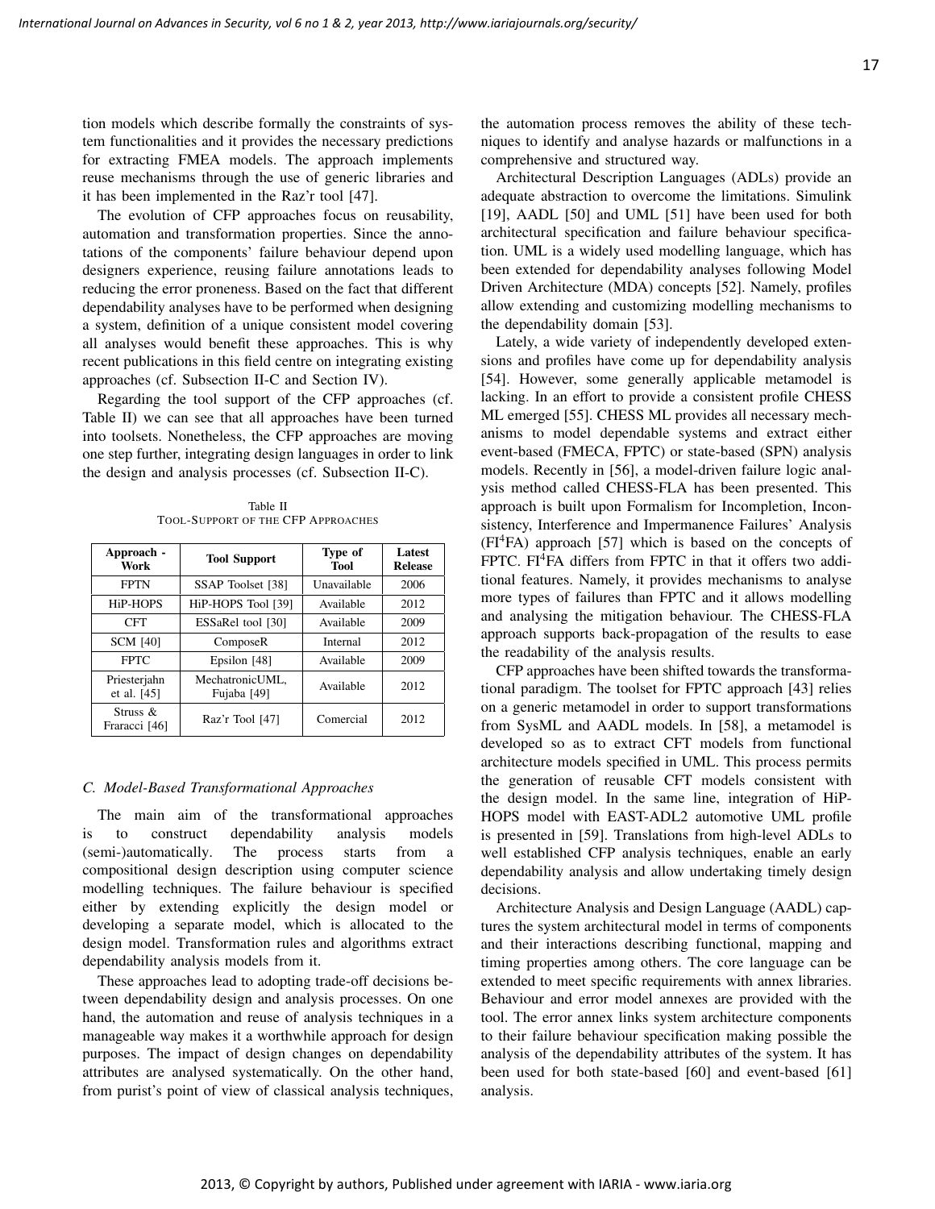tion models which describe formally the constraints of system functionalities and it provides the necessary predictions for extracting FMEA models. The approach implements reuse mechanisms through the use of generic libraries and it has been implemented in the Raz'r tool [47].

The evolution of CFP approaches focus on reusability, automation and transformation properties. Since the annotations of the components' failure behaviour depend upon designers experience, reusing failure annotations leads to reducing the error proneness. Based on the fact that different dependability analyses have to be performed when designing a system, definition of a unique consistent model covering all analyses would benefit these approaches. This is why recent publications in this field centre on integrating existing approaches (cf. Subsection II-C and Section IV).

Regarding the tool support of the CFP approaches (cf. Table II) we can see that all approaches have been turned into toolsets. Nonetheless, the CFP approaches are moving one step further, integrating design languages in order to link the design and analysis processes (cf. Subsection II-C).

Table II
TOOL-SUPPORT OF THE CFP APPROACHES

| Approach - Work | Tool Support | Type of Tool | Latest Release |
|---|---|---|---|
| FPTN | SSAP Toolset [38] | Unavailable | 2006 |
| HiP-HOPS | HiP-HOPS Tool [39] | Available | 2012 |
| CFT | ESSaRel tool [30] | Available | 2009 |
| SCM [40] | ComposeR | Internal | 2012 |
| FPTC | Epsilon [48] | Available | 2009 |
| Priesterjahn et al. [45] | MechatronicUML, Fujaba [49] | Available | 2012 |
| Struss & Fraracci [46] | Raz'r Tool [47] | Comercial | 2012 |

### C. Model-Based Transformational Approaches

The main aim of the transformational approaches is to construct dependability analysis models (semi-)automatically. The process starts from a compositional design description using computer science modelling techniques. The failure behaviour is specified either by extending explicitly the design model or developing a separate model, which is allocated to the design model. Transformation rules and algorithms extract dependability analysis models from it.

These approaches lead to adopting trade-off decisions between dependability design and analysis processes. On one hand, the automation and reuse of analysis techniques in a manageable way makes it a worthwhile approach for design purposes. The impact of design changes on dependability attributes are analysed systematically. On the other hand, from purist's point of view of classical analysis techniques, the automation process removes the ability of these techniques to identify and analyse hazards or malfunctions in a comprehensive and structured way.

Architectural Description Languages (ADLs) provide an adequate abstraction to overcome the limitations. Simulink [19], AADL [50] and UML [51] have been used for both architectural specification and failure behaviour specification. UML is a widely used modelling language, which has been extended for dependability analyses following Model Driven Architecture (MDA) concepts [52]. Namely, profiles allow extending and customizing modelling mechanisms to the dependability domain [53].

Lately, a wide variety of independently developed extensions and profiles have come up for dependability analysis [54]. However, some generally applicable metamodel is lacking. In an effort to provide a consistent profile CHESS ML emerged [55]. CHESS ML provides all necessary mechanisms to model dependable systems and extract either event-based (FMECA, FPTC) or state-based (SPN) analysis models. Recently in [56], a model-driven failure logic analysis method called CHESS-FLA has been presented. This approach is built upon Formalism for Incompletion, Inconsistency, Interference and Impermanence Failures' Analysis ($FI^4FA$) approach [57] which is based on the concepts of FPTC. $FI^4FA$ differs from FPTC in that it offers two additional features. Namely, it provides mechanisms to analyse more types of failures than FPTC and it allows modelling and analysing the mitigation behaviour. The CHESS-FLA approach supports back-propagation of the results to ease the readability of the analysis results.

CFP approaches have been shifted towards the transformational paradigm. The toolset for FPTC approach [43] relies on a generic metamodel in order to support transformations from SysML and AADL models. In [58], a metamodel is developed so as to extract CFT models from functional architecture models specified in UML. This process permits the generation of reusable CFT models consistent with the design model. In the same line, integration of HiP-HOPS model with EAST-ADL2 automotive UML profile is presented in [59]. Translations from high-level ADLs to well established CFP analysis techniques, enable an early dependability analysis and allow undertaking timely design decisions.

Architecture Analysis and Design Language (AADL) captures the system architectural model in terms of components and their interactions describing functional, mapping and timing properties among others. The core language can be extended to meet specific requirements with annex libraries. Behaviour and error model annexes are provided with the tool. The error annex links system architecture components to their failure behaviour specification making possible the analysis of the dependability attributes of the system. It has been used for both state-based [60] and event-based [61] analysis.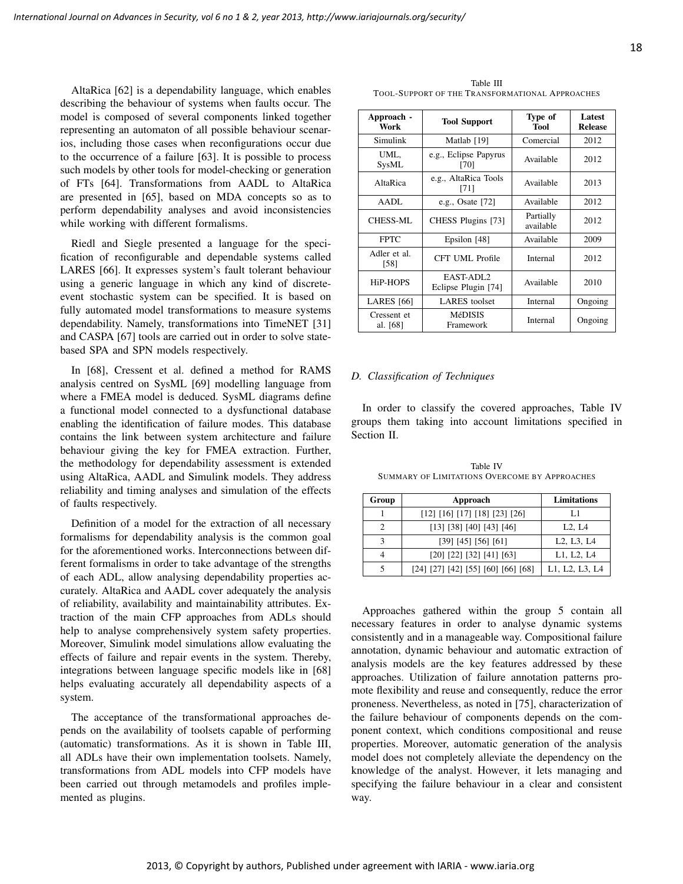AltaRica [62] is a dependability language, which enables describing the behaviour of systems when faults occur. The model is composed of several components linked together representing an automaton of all possible behaviour scenarios, including those cases when reconfigurations occur due to the occurrence of a failure [63]. It is possible to process such models by other tools for model-checking or generation of FTs [64]. Transformations from AADL to AltaRica are presented in [65], based on MDA concepts so as to perform dependability analyses and avoid inconsistencies while working with different formalisms.

Riedl and Siegle presented a language for the specification of reconfigurable and dependable systems called LARES [66]. It expresses system's fault tolerant behaviour using a generic language in which any kind of discrete-event stochastic system can be specified. It is based on fully automated model transformations to measure systems dependability. Namely, transformations into TimeNET [31] and CASPA [67] tools are carried out in order to solve state-based SPA and SPN models respectively.

In [68], Cressent et al. defined a method for RAMS analysis centred on SysML [69] modelling language from where a FMEA model is deduced. SysML diagrams define a functional model connected to a dysfunctional database enabling the identification of failure modes. This database contains the link between system architecture and failure behaviour giving the key for FMEA extraction. Further, the methodology for dependability assessment is extended using AltaRica, AADL and Simulink models. They address reliability and timing analyses and simulation of the effects of faults respectively.

Definition of a model for the extraction of all necessary formalisms for dependability analysis is the common goal for the aforementioned works. Interconnections between different formalisms in order to take advantage of the strengths of each ADL, allow analysing dependability properties accurately. AltaRica and AADL cover adequately the analysis of reliability, availability and maintainability attributes. Extraction of the main CFP approaches from ADLs should help to analyse comprehensively system safety properties. Moreover, Simulink model simulations allow evaluating the effects of failure and repair events in the system. Thereby, integrations between language specific models like in [68] helps evaluating accurately all dependability aspects of a system.

The acceptance of the transformational approaches depends on the availability of toolsets capable of performing (automatic) transformations. As it is shown in Table III, all ADLs have their own implementation toolsets. Namely, transformations from ADL models into CFP models have been carried out through metamodels and profiles implemented as plugins.

Table III
TOOL-SUPPORT OF THE TRANSFORMATIONAL APPROACHES

| Approach - Work | Tool Support | Type of Tool | Latest Release |
|---|---|---|---|
| Simulink | Matlab [19] | Comercial | 2012 |
| UML, SysML | e.g., Eclipse Papyrus [70] | Available | 2012 |
| AltaRica | e.g., AltaRica Tools [71] | Available | 2013 |
| AADL | e.g., Osate [72] | Available | 2012 |
| CHESS-ML | CHESS Plugins [73] | Partially available | 2012 |
| FPTC | Epsilon [48] | Available | 2009 |
| Adler et al. [58] | CFT UML Profile | Internal | 2012 |
| HiP-HOPS | EAST-ADL2 Eclipse Plugin [74] | Available | 2010 |
| LARES [66] | LARES toolset | Internal | Ongoing |
| Cressent et al. [68] | MéDISIS Framework | Internal | Ongoing |

### D. Classification of Techniques

In order to classify the covered approaches, Table IV groups them taking into account limitations specified in Section II.

Table IV
SUMMARY OF LIMITATIONS OVERCOME BY APPROACHES

| Group | Approach | Limitations |
|---|---|---|
| 1 | [12] [16] [17] [18] [23] [26] | L1 |
| 2 | [13] [38] [40] [43] [46] | L2, L4 |
| 3 | [39] [45] [56] [61] | L2, L3, L4 |
| 4 | [20] [22] [32] [41] [63] | L1, L2, L4 |
| 5 | [24] [27] [42] [55] [60] [66] [68] | L1, L2, L3, L4 |

Approaches gathered within the group 5 contain all necessary features in order to analyse dynamic systems consistently and in a manageable way. Compositional failure annotation, dynamic behaviour and automatic extraction of analysis models are the key features addressed by these approaches. Utilization of failure annotation patterns promote flexibility and reuse and consequently, reduce the error proneness. Nevertheless, as noted in [75], characterization of the failure behaviour of components depends on the component context, which conditions compositional and reuse properties. Moreover, automatic generation of the analysis model does not completely alleviate the dependency on the knowledge of the analyst. However, it lets managing and specifying the failure behaviour in a clear and consistent way.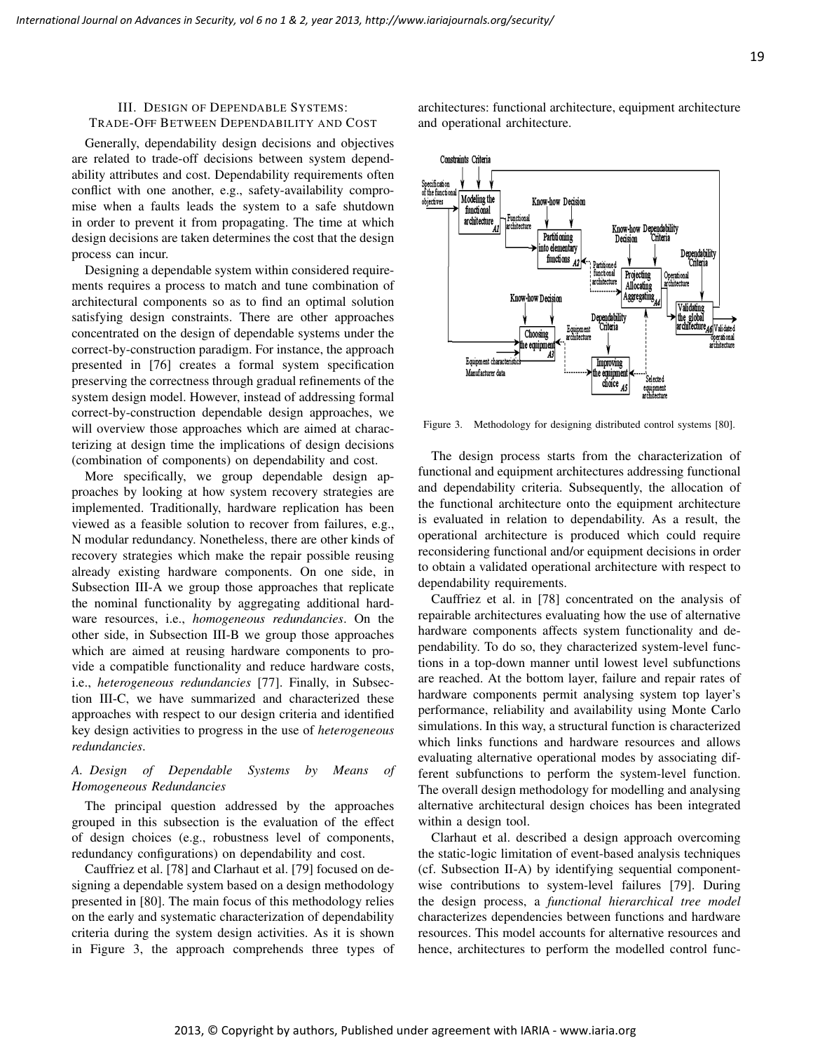## III. Design of Dependable Systems: Trade-Off Between Dependability and Cost

Generally, dependability design decisions and objectives are related to trade-off decisions between system dependability attributes and cost. Dependability requirements often conflict with one another, e.g., safety-availability compromise when a faults leads the system to a safe shutdown in order to prevent it from propagating. The time at which design decisions are taken determines the cost that the design process can incur.

Designing a dependable system within considered requirements requires a process to match and tune combination of architectural components so as to find an optimal solution satisfying design constraints. There are other approaches concentrated on the design of dependable systems under the correct-by-construction paradigm. For instance, the approach presented in [76] creates a formal system specification preserving the correctness through gradual refinements of the system design model. However, instead of addressing formal correct-by-construction dependable design approaches, we will overview those approaches which are aimed at characterizing at design time the implications of design decisions (combination of components) on dependability and cost.

More specifically, we group dependable design approaches by looking at how system recovery strategies are implemented. Traditionally, hardware replication has been viewed as a feasible solution to recover from failures, e.g., N modular redundancy. Nonetheless, there are other kinds of recovery strategies which make the repair possible reusing already existing hardware components. On one side, in Subsection III-A we group those approaches that replicate the nominal functionality by aggregating additional hardware resources, i.e., *homogeneous redundancies*. On the other side, in Subsection III-B we group those approaches which are aimed at reusing hardware components to provide a compatible functionality and reduce hardware costs, i.e., *heterogeneous redundancies* [77]. Finally, in Subsection III-C, we have summarized and characterized these approaches with respect to our design criteria and identified key design activities to progress in the use of *heterogeneous redundancies*.

### A. Design of Dependable Systems by Means of Homogeneous Redundancies

The principal question addressed by the approaches grouped in this subsection is the evaluation of the effect of design choices (e.g., robustness level of components, redundancy configurations) on dependability and cost.

Cauffriez et al. [78] and Clarhaut et al. [79] focused on designing a dependable system based on a design methodology presented in [80]. The main focus of this methodology relies on the early and systematic characterization of dependability criteria during the system design activities. As it is shown in Figure 3, the approach comprehends three types of architectures: functional architecture, equipment architecture and operational architecture.

Figure 3. Methodology for designing distributed control systems [80].

The design process starts from the characterization of functional and equipment architectures addressing functional and dependability criteria. Subsequently, the allocation of the functional architecture onto the equipment architecture is evaluated in relation to dependability. As a result, the operational architecture is produced which could require reconsidering functional and/or equipment decisions in order to obtain a validated operational architecture with respect to dependability requirements.

Cauffriez et al. in [78] concentrated on the analysis of repairable architectures evaluating how the use of alternative hardware components affects system functionality and dependability. To do so, they characterized system-level functions in a top-down manner until lowest level subfunctions are reached. At the bottom layer, failure and repair rates of hardware components permit analysing system top layer's performance, reliability and availability using Monte Carlo simulations. In this way, a structural function is characterized which links functions and hardware resources and allows evaluating alternative operational modes by associating different subfunctions to perform the system-level function. The overall design methodology for modelling and analysing alternative architectural design choices has been integrated within a design tool.

Clarhaut et al. described a design approach overcoming the static-logic limitation of event-based analysis techniques (cf. Subsection II-A) by identifying sequential component-wise contributions to system-level failures [79]. During the design process, a *functional hierarchical tree model* characterizes dependencies between functions and hardware resources. This model accounts for alternative resources and hence, architectures to perform the modelled control func-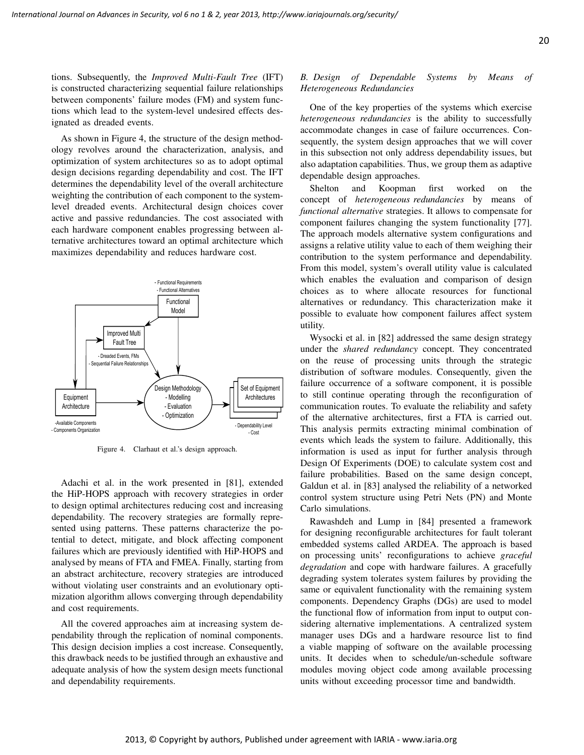tions. Subsequently, the *Improved Multi-Fault Tree* (IFT) is constructed characterizing sequential failure relationships between components' failure modes (FM) and system functions which lead to the system-level undesired effects designated as dreaded events.

As shown in Figure 4, the structure of the design methodology revolves around the characterization, analysis, and optimization of system architectures so as to adopt optimal design decisions regarding dependability and cost. The IFT determines the dependability level of the overall architecture weighting the contribution of each component to the system-level dreaded events. Architectural design choices cover active and passive redundancies. The cost associated with each hardware component enables progressing between alternative architectures toward an optimal architecture which maximizes dependability and reduces hardware cost.

Figure 4. Clarhaut et al.'s design approach.

Adachi et al. in the work presented in [81], extended the HiP-HOPS approach with recovery strategies in order to design optimal architectures reducing cost and increasing dependability. The recovery strategies are formally represented using patterns. These patterns characterize the potential to detect, mitigate, and block affecting component failures which are previously identified with HiP-HOPS and analysed by means of FTA and FMEA. Finally, starting from an abstract architecture, recovery strategies are introduced without violating user constraints and an evolutionary optimization algorithm allows converging through dependability and cost requirements.

All the covered approaches aim at increasing system dependability through the replication of nominal components. This design decision implies a cost increase. Consequently, this drawback needs to be justified through an exhaustive and adequate analysis of how the system design meets functional and dependability requirements.

### B. Design of Dependable Systems by Means of Heterogeneous Redundancies

One of the key properties of the systems which exercise *heterogeneous redundancies* is the ability to successfully accommodate changes in case of failure occurrences. Consequently, the system design approaches that we will cover in this subsection not only address dependability issues, but also adaptation capabilities. Thus, we group them as adaptive dependable design approaches.

Shelton and Koopman first worked on the concept of *heterogeneous redundancies* by means of *functional alternative* strategies. It allows to compensate for component failures changing the system functionality [77]. The approach models alternative system configurations and assigns a relative utility value to each of them weighing their contribution to the system performance and dependability. From this model, system's overall utility value is calculated which enables the evaluation and comparison of design choices as to where allocate resources for functional alternatives or redundancy. This characterization make it possible to evaluate how component failures affect system utility.

Wysocki et al. in [82] addressed the same design strategy under the *shared redundancy* concept. They concentrated on the reuse of processing units through the strategic distribution of software modules. Consequently, given the failure occurrence of a software component, it is possible to still continue operating through the reconfiguration of communication routes. To evaluate the reliability and safety of the alternative architectures, first a FTA is carried out. This analysis permits extracting minimal combination of events which leads the system to failure. Additionally, this information is used as input for further analysis through Design Of Experiments (DOE) to calculate system cost and failure probabilities. Based on the same design concept, Galdun et al. in [83] analysed the reliability of a networked control system structure using Petri Nets (PN) and Monte Carlo simulations.

Rawashdeh and Lump in [84] presented a framework for designing reconfigurable architectures for fault tolerant embedded systems called ARDEA. The approach is based on processing units' reconfigurations to achieve *graceful degradation* and cope with hardware failures. A gracefully degrading system tolerates system failures by providing the same or equivalent functionality with the remaining system components. Dependency Graphs (DGs) are used to model the functional flow of information from input to output considering alternative implementations. A centralized system manager uses DGs and a hardware resource list to find a viable mapping of software on the available processing units. It decides when to schedule/un-schedule software modules moving object code among available processing units without exceeding processor time and bandwidth.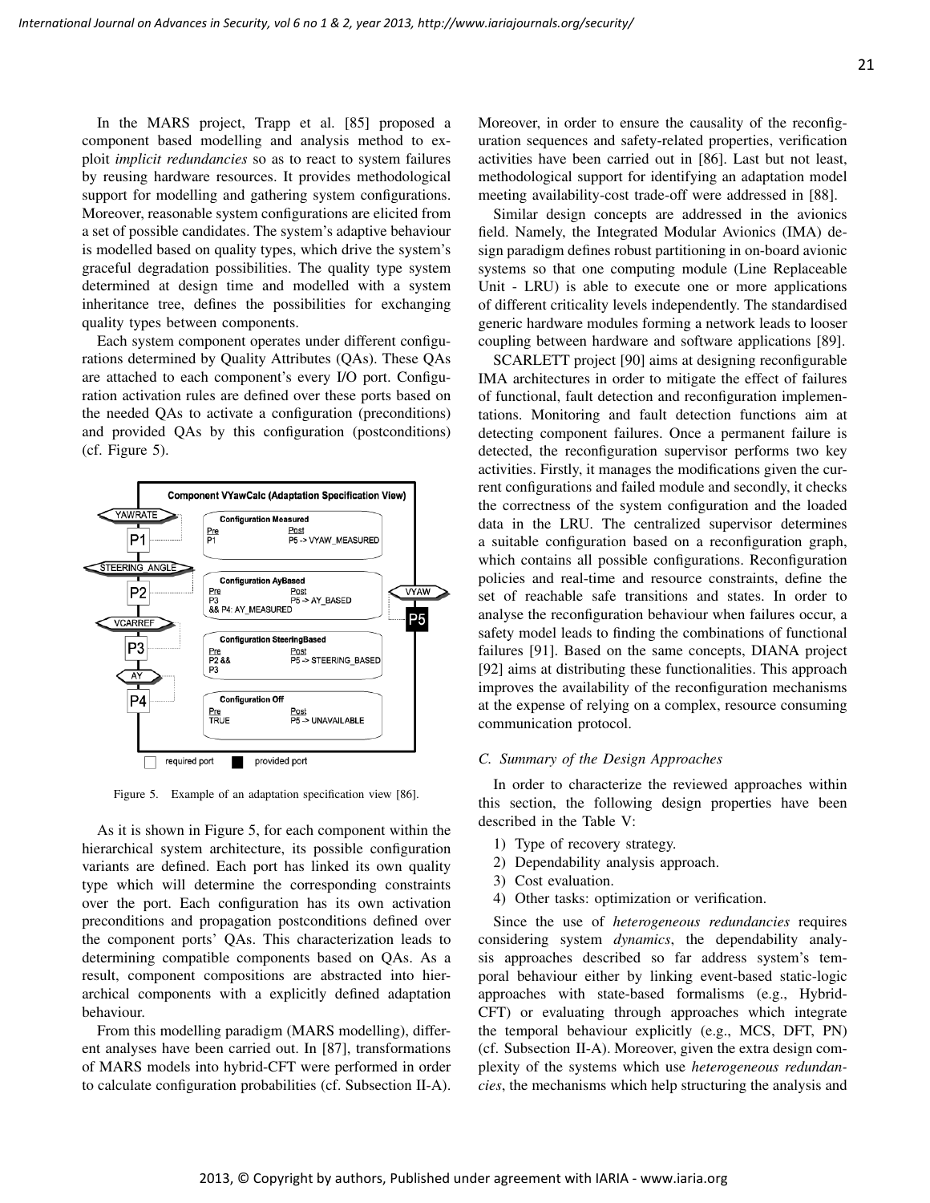In the MARS project, Trapp et al. [85] proposed a component based modelling and analysis method to exploit *implicit redundancies* so as to react to system failures by reusing hardware resources. It provides methodological support for modelling and gathering system configurations. Moreover, reasonable system configurations are elicited from a set of possible candidates. The system's adaptive behaviour is modelled based on quality types, which drive the system's graceful degradation possibilities. The quality type system determined at design time and modelled with a system inheritance tree, defines the possibilities for exchanging quality types between components.

Each system component operates under different configurations determined by Quality Attributes (QAs). These QAs are attached to each component's every I/O port. Configuration activation rules are defined over these ports based on the needed QAs to activate a configuration (preconditions) and provided QAs by this configuration (postconditions) (cf. Figure 5).

Figure 5. Example of an adaptation specification view [86].

As it is shown in Figure 5, for each component within the hierarchical system architecture, its possible configuration variants are defined. Each port has linked its own quality type which will determine the corresponding constraints over the port. Each configuration has its own activation preconditions and propagation postconditions defined over the component ports' QAs. This characterization leads to determining compatible components based on QAs. As a result, component compositions are abstracted into hierarchical components with a explicitly defined adaptation behaviour.

From this modelling paradigm (MARS modelling), different analyses have been carried out. In [87], transformations of MARS models into hybrid-CFT were performed in order to calculate configuration probabilities (cf. Subsection II-A). Moreover, in order to ensure the causality of the reconfiguration sequences and safety-related properties, verification activities have been carried out in [86]. Last but not least, methodological support for identifying an adaptation model meeting availability-cost trade-off were addressed in [88].

Similar design concepts are addressed in the avionics field. Namely, the Integrated Modular Avionics (IMA) design paradigm defines robust partitioning in on-board avionic systems so that one computing module (Line Replaceable Unit - LRU) is able to execute one or more applications of different criticality levels independently. The standardised generic hardware modules forming a network leads to looser coupling between hardware and software applications [89].

SCARLETT project [90] aims at designing reconfigurable IMA architectures in order to mitigate the effect of failures of functional, fault detection and reconfiguration implementations. Monitoring and fault detection functions aim at detecting component failures. Once a permanent failure is detected, the reconfiguration supervisor performs two key activities. Firstly, it manages the modifications given the current configurations and failed module and secondly, it checks the correctness of the system configuration and the loaded data in the LRU. The centralized supervisor determines a suitable configuration based on a reconfiguration graph, which contains all possible configurations. Reconfiguration policies and real-time and resource constraints, define the set of reachable safe transitions and states. In order to analyse the reconfiguration behaviour when failures occur, a safety model leads to finding the combinations of functional failures [91]. Based on the same concepts, DIANA project [92] aims at distributing these functionalities. This approach improves the availability of the reconfiguration mechanisms at the expense of relying on a complex, resource consuming communication protocol.

### C. Summary of the Design Approaches

In order to characterize the reviewed approaches within this section, the following design properties have been described in the Table V:

1) Type of recovery strategy.
2) Dependability analysis approach.
3) Cost evaluation.
4) Other tasks: optimization or verification.

Since the use of *heterogeneous redundancies* requires considering system *dynamics*, the dependability analysis approaches described so far address system's temporal behaviour either by linking event-based static-logic approaches with state-based formalisms (e.g., Hybrid-CFT) or evaluating through approaches which integrate the temporal behaviour explicitly (e.g., MCS, DFT, PN) (cf. Subsection II-A). Moreover, given the extra design complexity of the systems which use *heterogeneous redundancies*, the mechanisms which help structuring the analysis and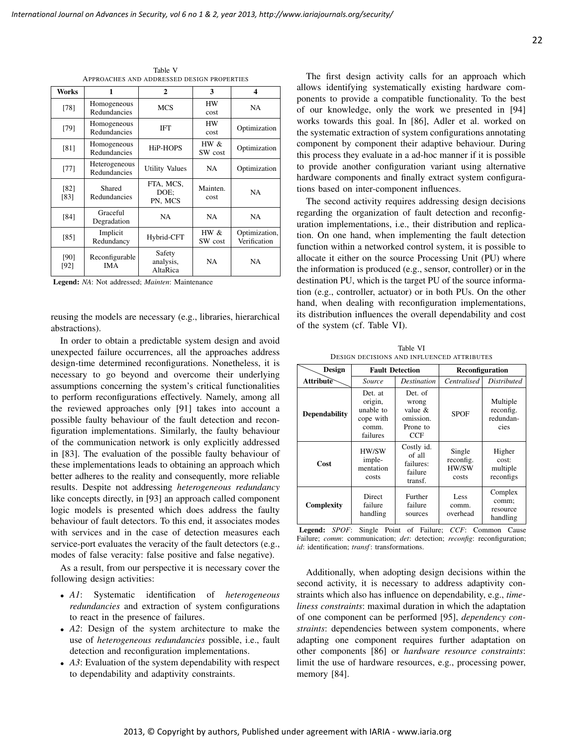Table V
APPROACHES AND ADDRESSED DESIGN PROPERTIES

| Works | 1 | 2 | 3 | 4 |
|---|---|---|---|---|
| [78] | Homogeneous Redundancies | MCS | HW cost | NA |
| [79] | Homogeneous Redundancies | IFT | HW cost | Optimization |
| [81] | Homogeneous Redundancies | HiP-HOPS | HW & SW cost | Optimization |
| [77] | Heterogeneous Redundancies | Utility Values | NA | Optimization |
| [82] [83] | Shared Redundancies | FTA, MCS, DOE; PN, MCS | Mainten. cost | NA |
| [84] | Graceful Degradation | NA | NA | NA |
| [85] | Implicit Redundancy | Hybrid-CFT | HW & SW cost | Optimization, Verification |
| [90] [92] | Reconfigurable IMA | Safety analysis, AltaRica | NA | NA |

**Legend:** *NA*: Not addressed; *Mainten*: Maintenance

reusing the models are necessary (e.g., libraries, hierarchical abstractions).

In order to obtain a predictable system design and avoid unexpected failure occurrences, all the approaches address design-time determined reconfigurations. Nonetheless, it is necessary to go beyond and overcome their underlying assumptions concerning the system's critical functionalities to perform reconfigurations effectively. Namely, among all the reviewed approaches only [91] takes into account a possible faulty behaviour of the fault detection and reconfiguration implementations. Similarly, the faulty behaviour of the communication network is only explicitly addressed in [83]. The evaluation of the possible faulty behaviour of these implementations leads to obtaining an approach which better adheres to the reality and consequently, more reliable results. Despite not addressing *heterogeneous redundancy* like concepts directly, in [93] an approach called component logic models is presented which does address the faulty behaviour of fault detectors. To this end, it associates modes with services and in the case of detection measures each service-port evaluates the veracity of the fault detectors (e.g., modes of false veracity: false positive and false negative).

As a result, from our perspective it is necessary cover the following design activities:

- *A1*: Systematic identification of *heterogeneous redundancies* and extraction of system configurations to react in the presence of failures.
- *A2*: Design of the system architecture to make the use of *heterogeneous redundancies* possible, i.e., fault detection and reconfiguration implementations.
- *A3*: Evaluation of the system dependability with respect to dependability and adaptivity constraints.

The first design activity calls for an approach which allows identifying systematically existing hardware components to provide a compatible functionality. To the best of our knowledge, only the work we presented in [94] works towards this goal. In [86], Adler et al. worked on the systematic extraction of system configurations annotating component by component their adaptive behaviour. During this process they evaluate in a ad-hoc manner if it is possible to provide another configuration variant using alternative hardware components and finally extract system configurations based on inter-component influences.

The second activity requires addressing design decisions regarding the organization of fault detection and reconfiguration implementations, i.e., their distribution and replication. On one hand, when implementing the fault detection function within a networked control system, it is possible to allocate it either on the source Processing Unit (PU) where the information is produced (e.g., sensor, controller) or in the destination PU, which is the target PU of the source information (e.g., controller, actuator) or in both PUs. On the other hand, when dealing with reconfiguration implementations, its distribution influences the overall dependability and cost of the system (cf. Table VI).

Table VI
DESIGN DECISIONS AND INFLUENCED ATTRIBUTES

| Design / Attribute | Fault Detection | | Reconfiguration | |
|---|---|---|---|---|
| | *Source* | *Destination* | *Centralised* | *Distributed* |
| **Dependability** | Det. at origin, unable to cope with comm. failures | Det. of wrong value & omission. Prone to CCF | SPOF | Multiple reconfig. redundancies |
| **Cost** | HW/SW implementation costs | Costly id. of all failures: failure transf. | Single reconfig. HW/SW costs | Higher cost: multiple reconfigs |
| **Complexity** | Direct failure handling | Further failure sources | Less comm. overhead | Complex comm; resource handling |

**Legend:** *SPOF*: Single Point of Failure; *CCF*: Common Cause Failure; *comm*: communication; *det*: detection; *reconfig*: reconfiguration; *id*: identification; *transf*: transformations.

Additionally, when adopting design decisions within the second activity, it is necessary to address adaptivity constraints which also has influence on dependability, e.g., *timeliness constraints*: maximal duration in which the adaptation of one component can be performed [95], *dependency constraints*: dependencies between system components, where adapting one component requires further adaptation on other components [86] or *hardware resource constraints*: limit the use of hardware resources, e.g., processing power, memory [84].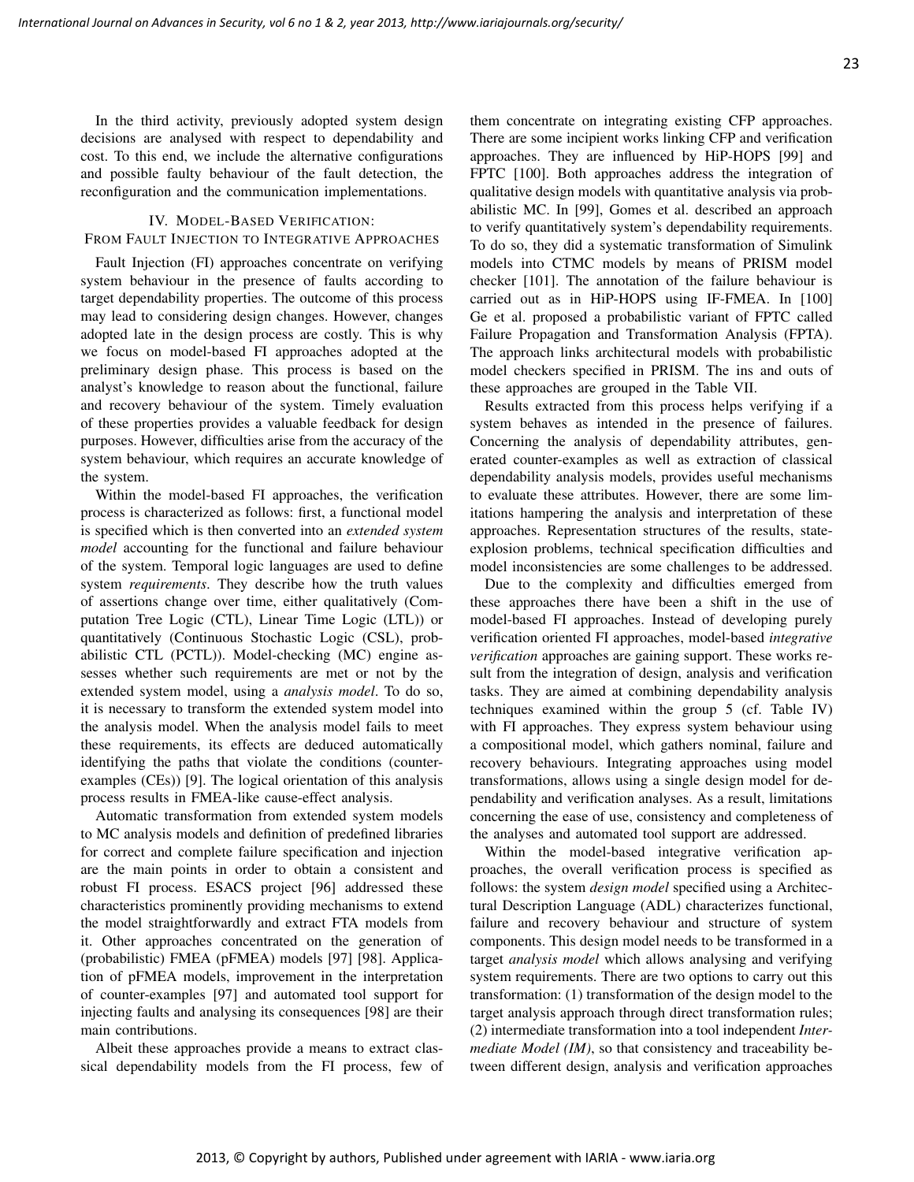In the third activity, previously adopted system design decisions are analysed with respect to dependability and cost. To this end, we include the alternative configurations and possible faulty behaviour of the fault detection, the reconfiguration and the communication implementations.

## IV. Model-Based Verification: From Fault Injection to Integrative Approaches

Fault Injection (FI) approaches concentrate on verifying system behaviour in the presence of faults according to target dependability properties. The outcome of this process may lead to considering design changes. However, changes adopted late in the design process are costly. This is why we focus on model-based FI approaches adopted at the preliminary design phase. This process is based on the analyst's knowledge to reason about the functional, failure and recovery behaviour of the system. Timely evaluation of these properties provides a valuable feedback for design purposes. However, difficulties arise from the accuracy of the system behaviour, which requires an accurate knowledge of the system.

Within the model-based FI approaches, the verification process is characterized as follows: first, a functional model is specified which is then converted into an *extended system model* accounting for the functional and failure behaviour of the system. Temporal logic languages are used to define system *requirements*. They describe how the truth values of assertions change over time, either qualitatively (Computation Tree Logic (CTL), Linear Time Logic (LTL)) or quantitatively (Continuous Stochastic Logic (CSL), probabilistic CTL (PCTL)). Model-checking (MC) engine assesses whether such requirements are met or not by the extended system model, using a *analysis model*. To do so, it is necessary to transform the extended system model into the analysis model. When the analysis model fails to meet these requirements, its effects are deduced automatically identifying the paths that violate the conditions (counter-examples (CEs)) [9]. The logical orientation of this analysis process results in FMEA-like cause-effect analysis.

Automatic transformation from extended system models to MC analysis models and definition of predefined libraries for correct and complete failure specification and injection are the main points in order to obtain a consistent and robust FI process. ESACS project [96] addressed these characteristics prominently providing mechanisms to extend the model straightforwardly and extract FTA models from it. Other approaches concentrated on the generation of (probabilistic) FMEA (pFMEA) models [97] [98]. Application of pFMEA models, improvement in the interpretation of counter-examples [97] and automated tool support for injecting faults and analysing its consequences [98] are their main contributions.

Albeit these approaches provide a means to extract classical dependability models from the FI process, few of them concentrate on integrating existing CFP approaches. There are some incipient works linking CFP and verification approaches. They are influenced by HiP-HOPS [99] and FPTC [100]. Both approaches address the integration of qualitative design models with quantitative analysis via probabilistic MC. In [99], Gomes et al. described an approach to verify quantitatively system's dependability requirements. To do so, they did a systematic transformation of Simulink models into CTMC models by means of PRISM model checker [101]. The annotation of the failure behaviour is carried out as in HiP-HOPS using IF-FMEA. In [100] Ge et al. proposed a probabilistic variant of FPTC called Failure Propagation and Transformation Analysis (FPTA). The approach links architectural models with probabilistic model checkers specified in PRISM. The ins and outs of these approaches are grouped in the Table VII.

Results extracted from this process helps verifying if a system behaves as intended in the presence of failures. Concerning the analysis of dependability attributes, generated counter-examples as well as extraction of classical dependability analysis models, provides useful mechanisms to evaluate these attributes. However, there are some limitations hampering the analysis and interpretation of these approaches. Representation structures of the results, state-explosion problems, technical specification difficulties and model inconsistencies are some challenges to be addressed.

Due to the complexity and difficulties emerged from these approaches there have been a shift in the use of model-based FI approaches. Instead of developing purely verification oriented FI approaches, model-based *integrative verification* approaches are gaining support. These works result from the integration of design, analysis and verification tasks. They are aimed at combining dependability analysis techniques examined within the group 5 (cf. Table IV) with FI approaches. They express system behaviour using a compositional model, which gathers nominal, failure and recovery behaviours. Integrating approaches using model transformations, allows using a single design model for dependability and verification analyses. As a result, limitations concerning the ease of use, consistency and completeness of the analyses and automated tool support are addressed.

Within the model-based integrative verification approaches, the overall verification process is specified as follows: the system *design model* specified using a Architectural Description Language (ADL) characterizes functional, failure and recovery behaviour and structure of system components. This design model needs to be transformed in a target *analysis model* which allows analysing and verifying system requirements. There are two options to carry out this transformation: (1) transformation of the design model to the target analysis approach through direct transformation rules; (2) intermediate transformation into a tool independent *Intermediate Model (IM)*, so that consistency and traceability between different design, analysis and verification approaches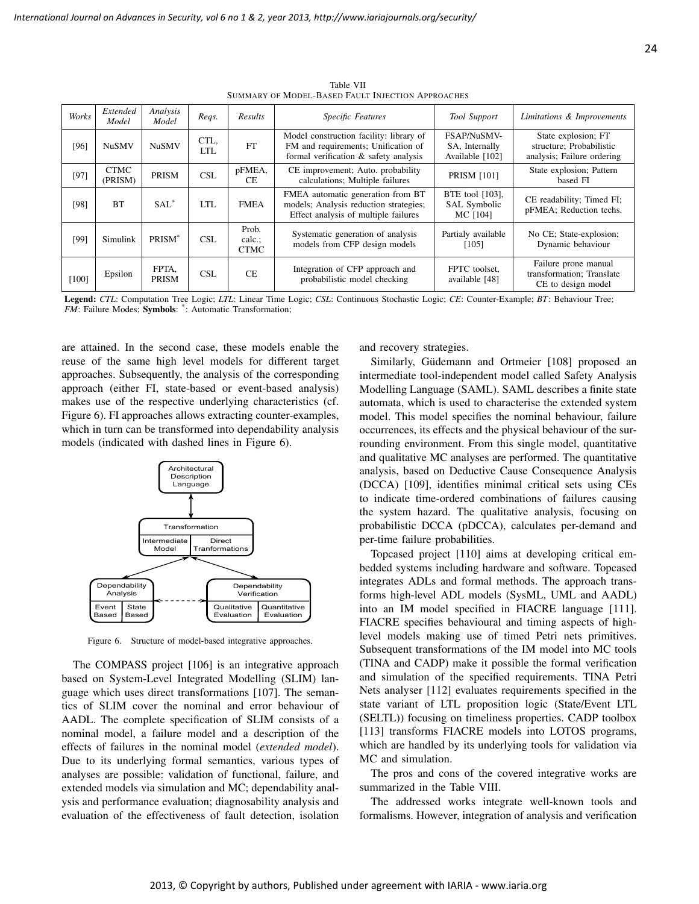Table VII
SUMMARY OF MODEL-BASED FAULT INJECTION APPROACHES

| *Works* | *Extended Model* | *Analysis Model* | *Reqs.* | *Results* | *Specific Features* | *Tool Support* | *Limitations & Improvements* |
|---|---|---|---|---|---|---|---|
| [96] | NuSMV | NuSMV | CTL, LTL | FT | Model construction facility: library of FM and requirements; Unification of formal verification & safety analysis | FSAP/NuSMV-SA, Internally Available [102] | State explosion; FT structure; Probabilistic analysis; Failure ordering |
| [97] | CTMC (PRISM) | PRISM | CSL | pFMEA, CE | CE improvement; Auto. probability calculations; Multiple failures | PRISM [101] | State explosion; Pattern based FI |
| [98] | BT | SAL* | LTL | FMEA | FMEA automatic generation from BT models; Analysis reduction strategies; Effect analysis of multiple failures | BTE tool [103], SAL Symbolic MC [104] | CE readability; Timed FI; pFMEA; Reduction techs. |
| [99] | Simulink | PRISM* | CSL | Prob. calc.; CTMC | Systematic generation of analysis models from CFP design models | Partialy available [105] | No CE; State-explosion; Dynamic behaviour |
| [100] | Epsilon | FPTA, PRISM | CSL | CE | Integration of CFP approach and probabilistic model checking | FPTC toolset, available [48] | Failure prone manual transformation; Translate CE to design model |

**Legend:** *CTL*: Computation Tree Logic; *LTL*: Linear Time Logic; *CSL*: Continuous Stochastic Logic; *CE*: Counter-Example; *BT*: Behaviour Tree; *FM*: Failure Modes; **Symbols**: *: Automatic Transformation;

are attained. In the second case, these models enable the reuse of the same high level models for different target approaches. Subsequently, the analysis of the corresponding approach (either FI, state-based or event-based analysis) makes use of the respective underlying characteristics (cf. Figure 6). FI approaches allows extracting counter-examples, which in turn can be transformed into dependability analysis models (indicated with dashed lines in Figure 6).

Figure 6. Structure of model-based integrative approaches.

The COMPASS project [106] is an integrative approach based on System-Level Integrated Modelling (SLIM) language which uses direct transformations [107]. The semantics of SLIM cover the nominal and error behaviour of AADL. The complete specification of SLIM consists of a nominal model, a failure model and a description of the effects of failures in the nominal model (*extended model*). Due to its underlying formal semantics, various types of analyses are possible: validation of functional, failure, and extended models via simulation and MC; dependability analysis and performance evaluation; diagnosability analysis and evaluation of the effectiveness of fault detection, isolation and recovery strategies.

Similarly, Güdemann and Ortmeier [108] proposed an intermediate tool-independent model called Safety Analysis Modelling Language (SAML). SAML describes a finite state automata, which is used to characterise the extended system model. This model specifies the nominal behaviour, failure occurrences, its effects and the physical behaviour of the surrounding environment. From this single model, quantitative and qualitative MC analyses are performed. The quantitative analysis, based on Deductive Cause Consequence Analysis (DCCA) [109], identifies minimal critical sets using CEs to indicate time-ordered combinations of failures causing the system hazard. The qualitative analysis, focusing on probabilistic DCCA (pDCCA), calculates per-demand and per-time failure probabilities.

Topcased project [110] aims at developing critical embedded systems including hardware and software. Topcased integrates ADLs and formal methods. The approach transforms high-level ADL models (SysML, UML and AADL) into an IM model specified in FIACRE language [111]. FIACRE specifies behavioural and timing aspects of high-level models making use of timed Petri nets primitives. Subsequent transformations of the IM model into MC tools (TINA and CADP) make it possible the formal verification and simulation of the specified requirements. TINA Petri Nets analyser [112] evaluates requirements specified in the state variant of LTL proposition logic (State/Event LTL (SELTL)) focusing on timeliness properties. CADP toolbox [113] transforms FIACRE models into LOTOS programs, which are handled by its underlying tools for validation via MC and simulation.

The pros and cons of the covered integrative works are summarized in the Table VIII.

The addressed works integrate well-known tools and formalisms. However, integration of analysis and verification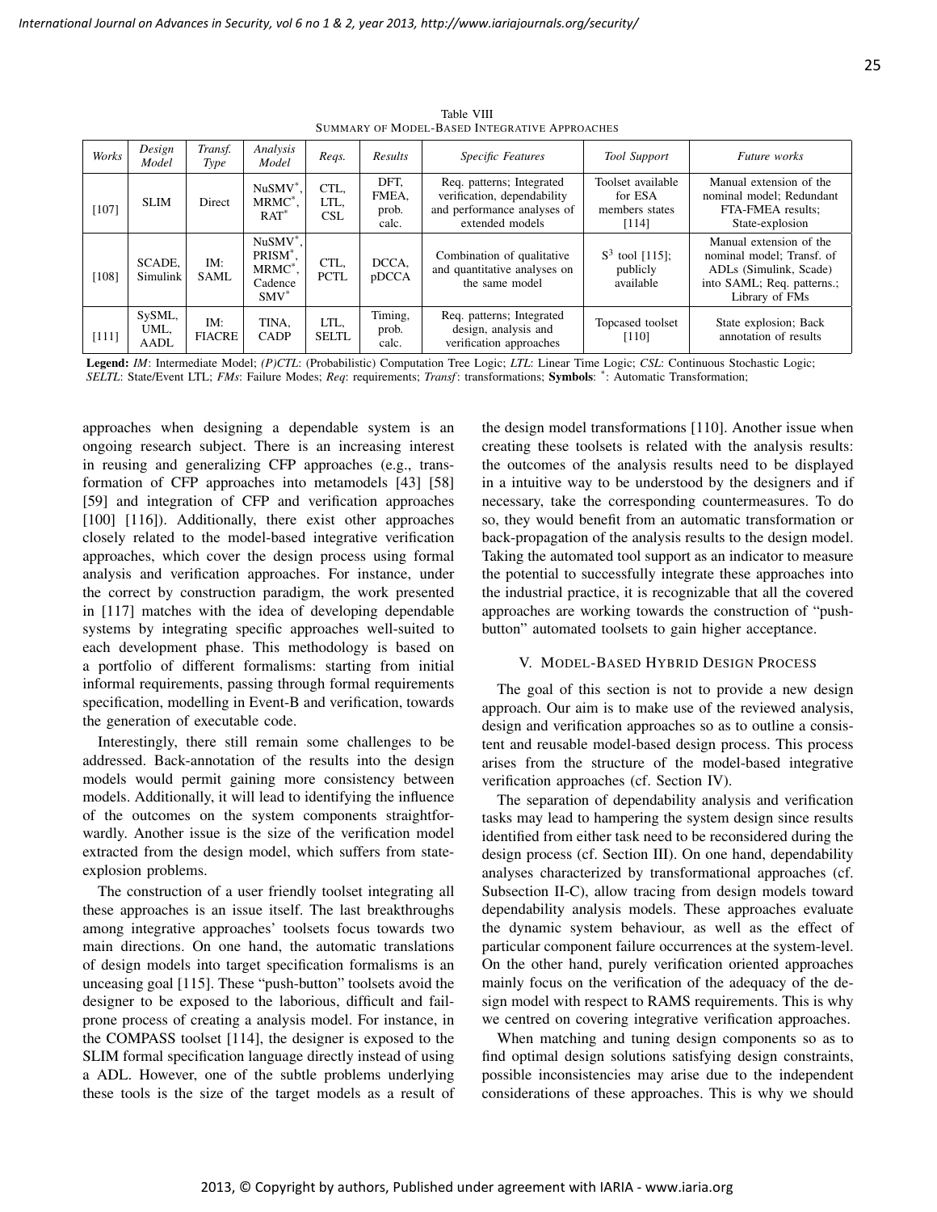Table VIII
SUMMARY OF MODEL-BASED INTEGRATIVE APPROACHES

| *Works* | *Design Model* | *Transf. Type* | *Analysis Model* | *Reqs.* | *Results* | *Specific Features* | *Tool Support* | *Future works* |
|---|---|---|---|---|---|---|---|---|
| [107] | SLIM | Direct | NuSMV*, MRMC*, RAT* | CTL, LTL, CSL | DFT, FMEA, prob. calc. | Req. patterns; Integrated verification, dependability and performance analyses of extended models | Toolset available for ESA members states [114] | Manual extension of the nominal model; Redundant FTA-FMEA results; State-explosion |
| [108] | SCADE, Simulink | IM: SAML | NuSMV*, PRISM*, MRMC*, Cadence SMV* | CTL, PCTL | DCCA, pDCCA | Combination of qualitative and quantitative analyses on the same model | $S^3$ tool [115]; publicly available | Manual extension of the nominal model; Transf. of ADLs (Simulink, Scade) into SAML; Req. patterns.; Library of FMs |
| [111] | SySML, UML, AADL | IM: FIACRE | TINA, CADP | LTL, SELTL | Timing, prob. calc. | Req. patterns; Integrated design, analysis and verification approaches | Topcased toolset [110] | State explosion; Back annotation of results |

**Legend:** *IM*: Intermediate Model; *(P)CTL*: (Probabilistic) Computation Tree Logic; *LTL*: Linear Time Logic; *CSL*: Continuous Stochastic Logic; *SELTL*: State/Event LTL; *FMs*: Failure Modes; *Req*: requirements; *Transf*: transformations; **Symbols**: *: Automatic Transformation;

approaches when designing a dependable system is an ongoing research subject. There is an increasing interest in reusing and generalizing CFP approaches (e.g., transformation of CFP approaches into metamodels [43] [58] [59] and integration of CFP and verification approaches [100] [116]). Additionally, there exist other approaches closely related to the model-based integrative verification approaches, which cover the design process using formal analysis and verification approaches. For instance, under the correct by construction paradigm, the work presented in [117] matches with the idea of developing dependable systems by integrating specific approaches well-suited to each development phase. This methodology is based on a portfolio of different formalisms: starting from initial informal requirements, passing through formal requirements specification, modelling in Event-B and verification, towards the generation of executable code.

Interestingly, there still remain some challenges to be addressed. Back-annotation of the results into the design models would permit gaining more consistency between models. Additionally, it will lead to identifying the influence of the outcomes on the system components straightforwardly. Another issue is the size of the verification model extracted from the design model, which suffers from state-explosion problems.

The construction of a user friendly toolset integrating all these approaches is an issue itself. The last breakthroughs among integrative approaches' toolsets focus towards two main directions. On one hand, the automatic translations of design models into target specification formalisms is an unceasing goal [115]. These "push-button" toolsets avoid the designer to be exposed to the laborious, difficult and fail-prone process of creating a analysis model. For instance, in the COMPASS toolset [114], the designer is exposed to the SLIM formal specification language directly instead of using a ADL. However, one of the subtle problems underlying these tools is the size of the target models as a result of the design model transformations [110]. Another issue when creating these toolsets is related with the analysis results: the outcomes of the analysis results need to be displayed in a intuitive way to be understood by the designers and if necessary, take the corresponding countermeasures. To do so, they would benefit from an automatic transformation or back-propagation of the analysis results to the design model. Taking the automated tool support as an indicator to measure the potential to successfully integrate these approaches into the industrial practice, it is recognizable that all the covered approaches are working towards the construction of "push-button" automated toolsets to gain higher acceptance.

## V. MODEL-BASED HYBRID DESIGN PROCESS

The goal of this section is not to provide a new design approach. Our aim is to make use of the reviewed analysis, design and verification approaches so as to outline a consistent and reusable model-based design process. This process arises from the structure of the model-based integrative verification approaches (cf. Section IV).

The separation of dependability analysis and verification tasks may lead to hampering the system design since results identified from either task need to be reconsidered during the design process (cf. Section III). On one hand, dependability analyses characterized by transformational approaches (cf. Subsection II-C), allow tracing from design models toward dependability analysis models. These approaches evaluate the dynamic system behaviour, as well as the effect of particular component failure occurrences at the system-level. On the other hand, purely verification oriented approaches mainly focus on the verification of the adequacy of the design model with respect to RAMS requirements. This is why we centred on covering integrative verification approaches.

When matching and tuning design components so as to find optimal design solutions satisfying design constraints, possible inconsistencies may arise due to the independent considerations of these approaches. This is why we should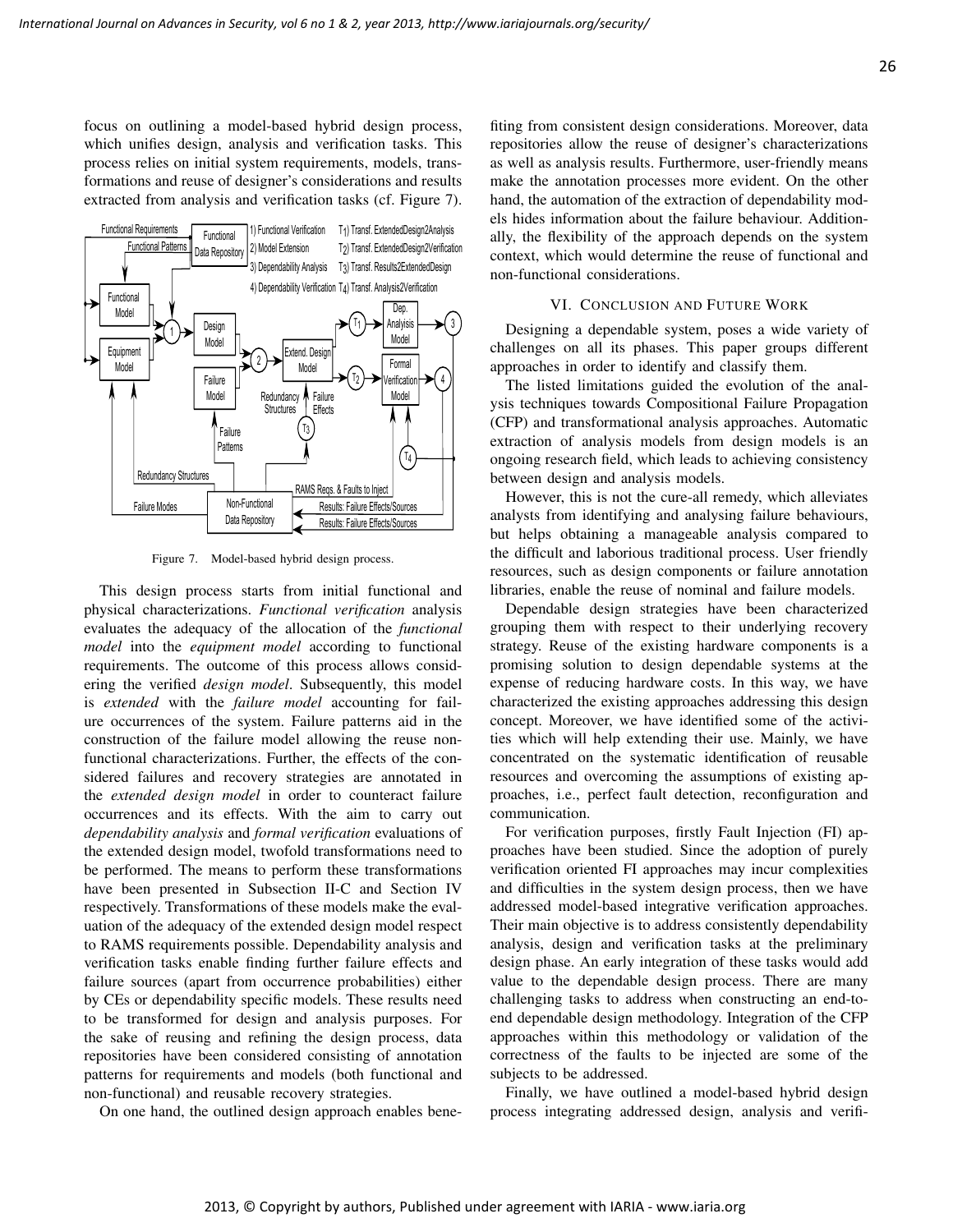focus on outlining a model-based hybrid design process, which unifies design, analysis and verification tasks. This process relies on initial system requirements, models, transformations and reuse of designer's considerations and results extracted from analysis and verification tasks (cf. Figure 7).

Figure 7. Model-based hybrid design process.

This design process starts from initial functional and physical characterizations. *Functional verification* analysis evaluates the adequacy of the allocation of the *functional model* into the *equipment model* according to functional requirements. The outcome of this process allows considering the verified *design model*. Subsequently, this model is *extended* with the *failure model* accounting for failure occurrences of the system. Failure patterns aid in the construction of the failure model allowing the reuse non-functional characterizations. Further, the effects of the considered failures and recovery strategies are annotated in the *extended design model* in order to counteract failure occurrences and its effects. With the aim to carry out *dependability analysis* and *formal verification* evaluations of the extended design model, twofold transformations need to be performed. The means to perform these transformations have been presented in Subsection II-C and Section IV respectively. Transformations of these models make the evaluation of the adequacy of the extended design model respect to RAMS requirements possible. Dependability analysis and verification tasks enable finding further failure effects and failure sources (apart from occurrence probabilities) either by CEs or dependability specific models. These results need to be transformed for design and analysis purposes. For the sake of reusing and refining the design process, data repositories have been considered consisting of annotation patterns for requirements and models (both functional and non-functional) and reusable recovery strategies.

On one hand, the outlined design approach enables benefiting from consistent design considerations. Moreover, data repositories allow the reuse of designer's characterizations as well as analysis results. Furthermore, user-friendly means make the annotation processes more evident. On the other hand, the automation of the extraction of dependability models hides information about the failure behaviour. Additionally, the flexibility of the approach depends on the system context, which would determine the reuse of functional and non-functional considerations.

## VI. Conclusion and Future Work

Designing a dependable system, poses a wide variety of challenges on all its phases. This paper groups different approaches in order to identify and classify them.

The listed limitations guided the evolution of the analysis techniques towards Compositional Failure Propagation (CFP) and transformational analysis approaches. Automatic extraction of analysis models from design models is an ongoing research field, which leads to achieving consistency between design and analysis models.

However, this is not the cure-all remedy, which alleviates analysts from identifying and analysing failure behaviours, but helps obtaining a manageable analysis compared to the difficult and laborious traditional process. User friendly resources, such as design components or failure annotation libraries, enable the reuse of nominal and failure models.

Dependable design strategies have been characterized grouping them with respect to their underlying recovery strategy. Reuse of the existing hardware components is a promising solution to design dependable systems at the expense of reducing hardware costs. In this way, we have characterized the existing approaches addressing this design concept. Moreover, we have identified some of the activities which will help extending their use. Mainly, we have concentrated on the systematic identification of reusable resources and overcoming the assumptions of existing approaches, i.e., perfect fault detection, reconfiguration and communication.

For verification purposes, firstly Fault Injection (FI) approaches have been studied. Since the adoption of purely verification oriented FI approaches may incur complexities and difficulties in the system design process, then we have addressed model-based integrative verification approaches. Their main objective is to address consistently dependability analysis, design and verification tasks at the preliminary design phase. An early integration of these tasks would add value to the dependable design process. There are many challenging tasks to address when constructing an end-to-end dependable design methodology. Integration of the CFP approaches within this methodology or validation of the correctness of the faults to be injected are some of the subjects to be addressed.

Finally, we have outlined a model-based hybrid design process integrating addressed design, analysis and verifi-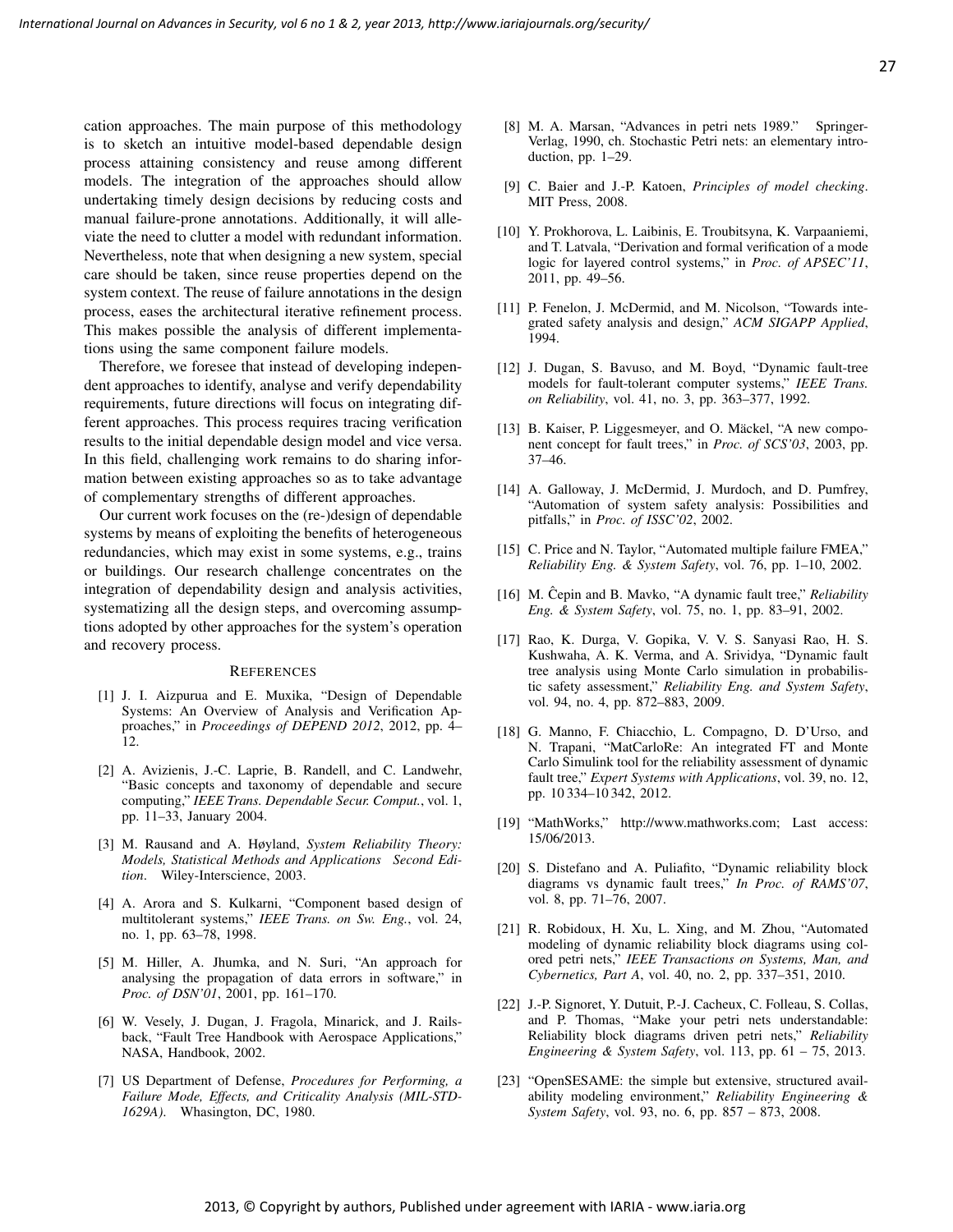cation approaches. The main purpose of this methodology is to sketch an intuitive model-based dependable design process attaining consistency and reuse among different models. The integration of the approaches should allow undertaking timely design decisions by reducing costs and manual failure-prone annotations. Additionally, it will alleviate the need to clutter a model with redundant information. Nevertheless, note that when designing a new system, special care should be taken, since reuse properties depend on the system context. The reuse of failure annotations in the design process, eases the architectural iterative refinement process. This makes possible the analysis of different implementations using the same component failure models.

Therefore, we foresee that instead of developing independent approaches to identify, analyse and verify dependability requirements, future directions will focus on integrating different approaches. This process requires tracing verification results to the initial dependable design model and vice versa. In this field, challenging work remains to do sharing information between existing approaches so as to take advantage of complementary strengths of different approaches.

Our current work focuses on the (re-)design of dependable systems by means of exploiting the benefits of heterogeneous redundancies, which may exist in some systems, e.g., trains or buildings. Our research challenge concentrates on the integration of dependability design and analysis activities, systematizing all the design steps, and overcoming assumptions adopted by other approaches for the system's operation and recovery process.

## References

[1] J. I. Aizpurua and E. Muxika, "Design of Dependable Systems: An Overview of Analysis and Verification Approaches," in *Proceedings of DEPEND 2012*, 2012, pp. 4–12.

[2] A. Avizienis, J.-C. Laprie, B. Randell, and C. Landwehr, "Basic concepts and taxonomy of dependable and secure computing," *IEEE Trans. Dependable Secur. Comput.*, vol. 1, pp. 11–33, January 2004.

[3] M. Rausand and A. Høyland, *System Reliability Theory: Models, Statistical Methods and Applications Second Edition*. Wiley-Interscience, 2003.

[4] A. Arora and S. Kulkarni, "Component based design of multitolerant systems," *IEEE Trans. on Sw. Eng.*, vol. 24, no. 1, pp. 63–78, 1998.

[5] M. Hiller, A. Jhumka, and N. Suri, "An approach for analysing the propagation of data errors in software," in *Proc. of DSN'01*, 2001, pp. 161–170.

[6] W. Vesely, J. Dugan, J. Fragola, Minarick, and J. Railsback, "Fault Tree Handbook with Aerospace Applications," NASA, Handbook, 2002.

[7] US Department of Defense, *Procedures for Performing, a Failure Mode, Effects, and Criticality Analysis (MIL-STD-1629A)*. Whasington, DC, 1980.

[8] M. A. Marsan, "Advances in petri nets 1989." Springer-Verlag, 1990, ch. Stochastic Petri nets: an elementary introduction, pp. 1–29.

[9] C. Baier and J.-P. Katoen, *Principles of model checking*. MIT Press, 2008.

[10] Y. Prokhorova, L. Laibinis, E. Troubitsyna, K. Varpaaniemi, and T. Latvala, "Derivation and formal verification of a mode logic for layered control systems," in *Proc. of APSEC'11*, 2011, pp. 49–56.

[11] P. Fenelon, J. McDermid, and M. Nicolson, "Towards integrated safety analysis and design," *ACM SIGAPP Applied*, 1994.

[12] J. Dugan, S. Bavuso, and M. Boyd, "Dynamic fault-tree models for fault-tolerant computer systems," *IEEE Trans. on Reliability*, vol. 41, no. 3, pp. 363–377, 1992.

[13] B. Kaiser, P. Liggesmeyer, and O. Mäckel, "A new component concept for fault trees," in *Proc. of SCS'03*, 2003, pp. 37–46.

[14] A. Galloway, J. McDermid, J. Murdoch, and D. Pumfrey, "Automation of system safety analysis: Possibilities and pitfalls," in *Proc. of ISSC'02*, 2002.

[15] C. Price and N. Taylor, "Automated multiple failure FMEA," *Reliability Eng. & System Safety*, vol. 76, pp. 1–10, 2002.

[16] M. Ĉepin and B. Mavko, "A dynamic fault tree," *Reliability Eng. & System Safety*, vol. 75, no. 1, pp. 83–91, 2002.

[17] Rao, K. Durga, V. Gopika, V. V. S. Sanyasi Rao, H. S. Kushwaha, A. K. Verma, and A. Srividya, "Dynamic fault tree analysis using Monte Carlo simulation in probabilistic safety assessment," *Reliability Eng. and System Safety*, vol. 94, no. 4, pp. 872–883, 2009.

[18] G. Manno, F. Chiacchio, L. Compagno, D. D'Urso, and N. Trapani, "MatCarloRe: An integrated FT and Monte Carlo Simulink tool for the reliability assessment of dynamic fault tree," *Expert Systems with Applications*, vol. 39, no. 12, pp. 10 334–10 342, 2012.

[19] "MathWorks," http://www.mathworks.com; Last access: 15/06/2013.

[20] S. Distefano and A. Puliafito, "Dynamic reliability block diagrams vs dynamic fault trees," *In Proc. of RAMS'07*, vol. 8, pp. 71–76, 2007.

[21] R. Robidoux, H. Xu, L. Xing, and M. Zhou, "Automated modeling of dynamic reliability block diagrams using colored petri nets," *IEEE Transactions on Systems, Man, and Cybernetics, Part A*, vol. 40, no. 2, pp. 337–351, 2010.

[22] J.-P. Signoret, Y. Dutuit, P.-J. Cacheux, C. Folleau, S. Collas, and P. Thomas, "Make your petri nets understandable: Reliability block diagrams driven petri nets," *Reliability Engineering & System Safety*, vol. 113, pp. 61 – 75, 2013.

[23] "OpenSESAME: the simple but extensive, structured availability modeling environment," *Reliability Engineering & System Safety*, vol. 93, no. 6, pp. 857 – 873, 2008.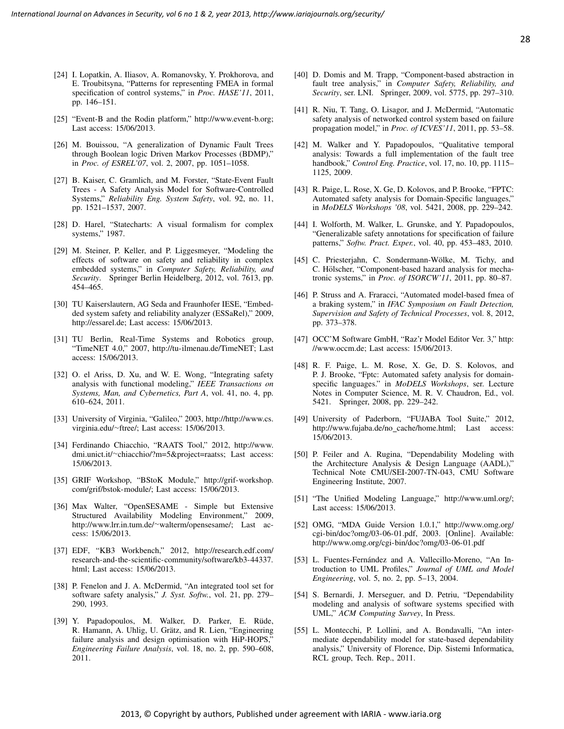[24] I. Lopatkin, A. Iliasov, A. Romanovsky, Y. Prokhorova, and E. Troubitsyna, "Patterns for representing FMEA in formal specification of control systems," in *Proc. HASE'11*, 2011, pp. 146–151.

[25] "Event-B and the Rodin platform," http://www.event-b.org; Last access: 15/06/2013.

[26] M. Bouissou, "A generalization of Dynamic Fault Trees through Boolean logic Driven Markov Processes (BDMP)," in *Proc. of ESREL'07*, vol. 2, 2007, pp. 1051–1058.

[27] B. Kaiser, C. Gramlich, and M. Forster, "State-Event Fault Trees - A Safety Analysis Model for Software-Controlled Systems," *Reliability Eng. System Safety*, vol. 92, no. 11, pp. 1521–1537, 2007.

[28] D. Harel, "Statecharts: A visual formalism for complex systems," 1987.

[29] M. Steiner, P. Keller, and P. Liggesmeyer, "Modeling the effects of software on safety and reliability in complex embedded systems," in *Computer Safety, Reliability, and Security*. Springer Berlin Heidelberg, 2012, vol. 7613, pp. 454–465.

[30] TU Kaiserslautern, AG Seda and Fraunhofer IESE, "Embedded system safety and reliability analyzer (ESSaRel)," 2009, http://essarel.de; Last access: 15/06/2013.

[31] TU Berlin, Real-Time Systems and Robotics group, "TimeNET 4.0," 2007, http://tu-ilmenau.de/TimeNET; Last access: 15/06/2013.

[32] O. el Ariss, D. Xu, and W. E. Wong, "Integrating safety analysis with functional modeling," *IEEE Transactions on Systems, Man, and Cybernetics, Part A*, vol. 41, no. 4, pp. 610–624, 2011.

[33] University of Virginia, "Galileo," 2003, http://http://www.cs.virginia.edu/~ftree/; Last access: 15/06/2013.

[34] Ferdinando Chiacchio, "RAATS Tool," 2012, http://www.dmi.unict.it/~chiacchio/?m=5&project=raatss; Last access: 15/06/2013.

[35] GRIF Workshop, "BStoK Module," http://grif-workshop.com/grif/bstok-module/; Last access: 15/06/2013.

[36] Max Walter, "OpenSESAME - Simple but Extensive Structured Availability Modeling Environment," 2009, http://www.lrr.in.tum.de/~walterm/opensesame/; Last access: 15/06/2013.

[37] EDF, "KB3 Workbench," 2012, http://research.edf.com/research-and-the-scientific-community/software/kb3-44337.html; Last access: 15/06/2013.

[38] P. Fenelon and J. A. McDermid, "An integrated tool set for software safety analysis," *J. Syst. Softw.*, vol. 21, pp. 279–290, 1993.

[39] Y. Papadopoulos, M. Walker, D. Parker, E. Rüde, R. Hamann, A. Uhlig, U. Grätz, and R. Lien, "Engineering failure analysis and design optimisation with HiP-HOPS," *Engineering Failure Analysis*, vol. 18, no. 2, pp. 590–608, 2011.

[40] D. Domis and M. Trapp, "Component-based abstraction in fault tree analysis," in *Computer Safety, Reliability, and Security*, ser. LNI. Springer, 2009, vol. 5775, pp. 297–310.

[41] R. Niu, T. Tang, O. Lisagor, and J. McDermid, "Automatic safety analysis of networked control system based on failure propagation model," in *Proc. of ICVES'11*, 2011, pp. 53–58.

[42] M. Walker and Y. Papadopoulos, "Qualitative temporal analysis: Towards a full implementation of the fault tree handbook," *Control Eng. Practice*, vol. 17, no. 10, pp. 1115–1125, 2009.

[43] R. Paige, L. Rose, X. Ge, D. Kolovos, and P. Brooke, "FPTC: Automated safety analysis for Domain-Specific languages," in *MoDELS Workshops '08*, vol. 5421, 2008, pp. 229–242.

[44] I. Wolforth, M. Walker, L. Grunske, and Y. Papadopoulos, "Generalizable safety annotations for specification of failure patterns," *Softw. Pract. Exper.*, vol. 40, pp. 453–483, 2010.

[45] C. Priesterjahn, C. Sondermann-Wölke, M. Tichy, and C. Hölscher, "Component-based hazard analysis for mechatronic systems," in *Proc. of ISORCW'11*, 2011, pp. 80–87.

[46] P. Struss and A. Fraracci, "Automated model-based fmea of a braking system," in *IFAC Symposium on Fault Detection, Supervision and Safety of Technical Processes*, vol. 8, 2012, pp. 373–378.

[47] OCC'M Software GmbH, "Raz'r Model Editor Ver. 3," http://www.occm.de; Last access: 15/06/2013.

[48] R. F. Paige, L. M. Rose, X. Ge, D. S. Kolovos, and P. J. Brooke, "Fptc: Automated safety analysis for domain-specific languages." in *MoDELS Workshops*, ser. Lecture Notes in Computer Science, M. R. V. Chaudron, Ed., vol. 5421. Springer, 2008, pp. 229–242.

[49] University of Paderborn, "FUJABA Tool Suite," 2012, http://www.fujaba.de/no_cache/home.html; Last access: 15/06/2013.

[50] P. Feiler and A. Rugina, "Dependability Modeling with the Architecture Analysis & Design Language (AADL)," Technical Note CMU/SEI-2007-TN-043, CMU Software Engineering Institute, 2007.

[51] "The Unified Modeling Language," http://www.uml.org/; Last access: 15/06/2013.

[52] OMG, "MDA Guide Version 1.0.1," http://www.omg.org/cgi-bin/doc?omg/03-06-01.pdf, 2003. [Online]. Available: http://www.omg.org/cgi-bin/doc?omg/03-06-01.pdf

[53] L. Fuentes-Fernández and A. Vallecillo-Moreno, "An Introduction to UML Profiles," *Journal of UML and Model Engineering*, vol. 5, no. 2, pp. 5–13, 2004.

[54] S. Bernardi, J. Merseguer, and D. Petriu, "Dependability modeling and analysis of software systems specified with UML," *ACM Computing Survey*, In Press.

[55] L. Montecchi, P. Lollini, and A. Bondavalli, "An intermediate dependability model for state-based dependability analysis," University of Florence, Dip. Sistemi Informatica, RCL group, Tech. Rep., 2011.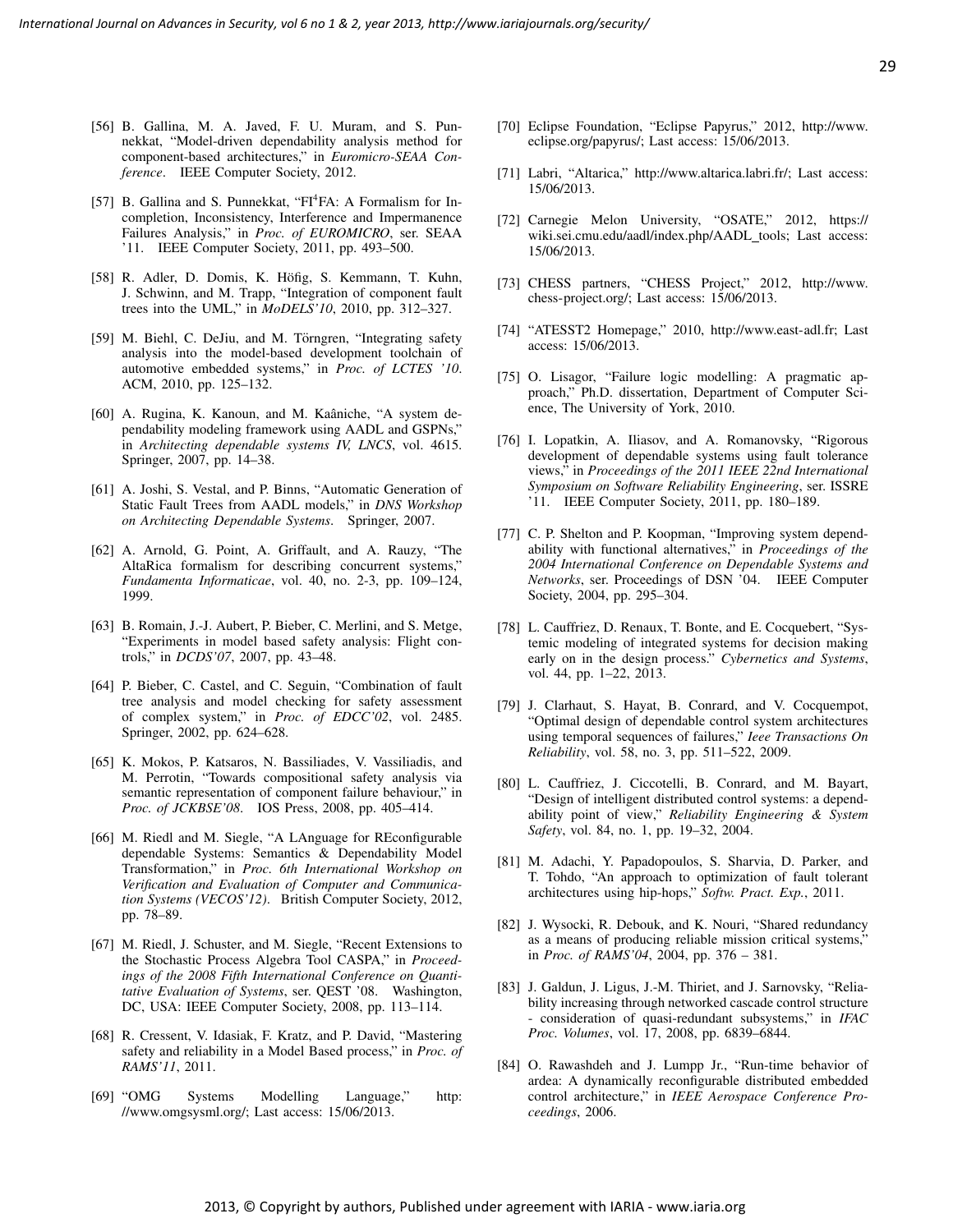[56] B. Gallina, M. A. Javed, F. U. Muram, and S. Punnekkat, "Model-driven dependability analysis method for component-based architectures," in *Euromicro-SEAA Conference*. IEEE Computer Society, 2012.

[57] B. Gallina and S. Punnekkat, "FI[4]FA: A Formalism for Incompletion, Inconsistency, Interference and Impermanence Failures Analysis," in *Proc. of EUROMICRO*, ser. SEAA '11. IEEE Computer Society, 2011, pp. 493–500.

[58] R. Adler, D. Domis, K. Höfig, S. Kemmann, T. Kuhn, J. Schwinn, and M. Trapp, "Integration of component fault trees into the UML," in *MoDELS'10*, 2010, pp. 312–327.

[59] M. Biehl, C. DeJiu, and M. Törngren, "Integrating safety analysis into the model-based development toolchain of automotive embedded systems," in *Proc. of LCTES '10*. ACM, 2010, pp. 125–132.

[60] A. Rugina, K. Kanoun, and M. Kaâniche, "A system dependability modeling framework using AADL and GSPNs," in *Architecting dependable systems IV, LNCS*, vol. 4615. Springer, 2007, pp. 14–38.

[61] A. Joshi, S. Vestal, and P. Binns, "Automatic Generation of Static Fault Trees from AADL models," in *DNS Workshop on Architecting Dependable Systems*. Springer, 2007.

[62] A. Arnold, G. Point, A. Griffault, and A. Rauzy, "The AltaRica formalism for describing concurrent systems," *Fundamenta Informaticae*, vol. 40, no. 2-3, pp. 109–124, 1999.

[63] B. Romain, J.-J. Aubert, P. Bieber, C. Merlini, and S. Metge, "Experiments in model based safety analysis: Flight controls," in *DCDS'07*, 2007, pp. 43–48.

[64] P. Bieber, C. Castel, and C. Seguin, "Combination of fault tree analysis and model checking for safety assessment of complex system," in *Proc. of EDCC'02*, vol. 2485. Springer, 2002, pp. 624–628.

[65] K. Mokos, P. Katsaros, N. Bassiliades, V. Vassiliadis, and M. Perrotin, "Towards compositional safety analysis via semantic representation of component failure behaviour," in *Proc. of JCKBSE'08*. IOS Press, 2008, pp. 405–414.

[66] M. Riedl and M. Siegle, "A LAnguage for REconfigurable dependable Systems: Semantics & Dependability Model Transformation," in *Proc. 6th International Workshop on Verification and Evaluation of Computer and Communication Systems (VECOS'12)*. British Computer Society, 2012, pp. 78–89.

[67] M. Riedl, J. Schuster, and M. Siegle, "Recent Extensions to the Stochastic Process Algebra Tool CASPA," in *Proceedings of the 2008 Fifth International Conference on Quantitative Evaluation of Systems*, ser. QEST '08. Washington, DC, USA: IEEE Computer Society, 2008, pp. 113–114.

[68] R. Cressent, V. Idasiak, F. Kratz, and P. David, "Mastering safety and reliability in a Model Based process," in *Proc. of RAMS'11*, 2011.

[69] "OMG Systems Modelling Language," http://www.omgsysml.org/; Last access: 15/06/2013.

[70] Eclipse Foundation, "Eclipse Papyrus," 2012, http://www.eclipse.org/papyrus/; Last access: 15/06/2013.

[71] Labri, "Altarica," http://www.altarica.labri.fr/; Last access: 15/06/2013.

[72] Carnegie Melon University, "OSATE," 2012, https://wiki.sei.cmu.edu/aadl/index.php/AADL_tools; Last access: 15/06/2013.

[73] CHESS partners, "CHESS Project," 2012, http://www.chess-project.org/; Last access: 15/06/2013.

[74] "ATESST2 Homepage," 2010, http://www.east-adl.fr; Last access: 15/06/2013.

[75] O. Lisagor, "Failure logic modelling: A pragmatic approach," Ph.D. dissertation, Department of Computer Science, The University of York, 2010.

[76] I. Lopatkin, A. Iliasov, and A. Romanovsky, "Rigorous development of dependable systems using fault tolerance views," in *Proceedings of the 2011 IEEE 22nd International Symposium on Software Reliability Engineering*, ser. ISSRE '11. IEEE Computer Society, 2011, pp. 180–189.

[77] C. P. Shelton and P. Koopman, "Improving system dependability with functional alternatives," in *Proceedings of the 2004 International Conference on Dependable Systems and Networks*, ser. Proceedings of DSN '04. IEEE Computer Society, 2004, pp. 295–304.

[78] L. Cauffriez, D. Renaux, T. Bonte, and E. Cocquebert, "Systemic modeling of integrated systems for decision making early on in the design process." *Cybernetics and Systems*, vol. 44, pp. 1–22, 2013.

[79] J. Clarhaut, S. Hayat, B. Conrard, and V. Cocquempot, "Optimal design of dependable control system architectures using temporal sequences of failures," *Ieee Transactions On Reliability*, vol. 58, no. 3, pp. 511–522, 2009.

[80] L. Cauffriez, J. Ciccotelli, B. Conrard, and M. Bayart, "Design of intelligent distributed control systems: a dependability point of view," *Reliability Engineering & System Safety*, vol. 84, no. 1, pp. 19–32, 2004.

[81] M. Adachi, Y. Papadopoulos, S. Sharvia, D. Parker, and T. Tohdo, "An approach to optimization of fault tolerant architectures using hip-hops," *Softw. Pract. Exp.*, 2011.

[82] J. Wysocki, R. Debouk, and K. Nouri, "Shared redundancy as a means of producing reliable mission critical systems," in *Proc. of RAMS'04*, 2004, pp. 376 – 381.

[83] J. Galdun, J. Ligus, J.-M. Thiriet, and J. Sarnovsky, "Reliability increasing through networked cascade control structure - consideration of quasi-redundant subsystems," in *IFAC Proc. Volumes*, vol. 17, 2008, pp. 6839–6844.

[84] O. Rawashdeh and J. Lumpp Jr., "Run-time behavior of ardea: A dynamically reconfigurable distributed embedded control architecture," in *IEEE Aerospace Conference Proceedings*, 2006.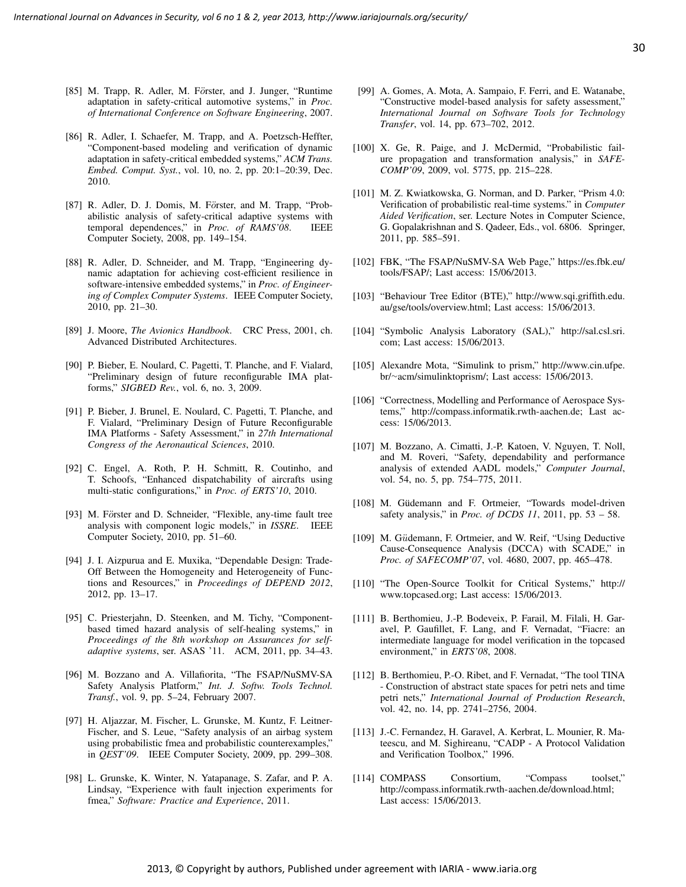[85] M. Trapp, R. Adler, M. Förster, and J. Junger, "Runtime adaptation in safety-critical automotive systems," in *Proc. of International Conference on Software Engineering*, 2007.

[86] R. Adler, I. Schaefer, M. Trapp, and A. Poetzsch-Heffter, "Component-based modeling and verification of dynamic adaptation in safety-critical embedded systems," *ACM Trans. Embed. Comput. Syst.*, vol. 10, no. 2, pp. 20:1–20:39, Dec. 2010.

[87] R. Adler, D. J. Domis, M. Förster, and M. Trapp, "Probabilistic analysis of safety-critical adaptive systems with temporal dependences," in *Proc. of RAMS'08*. IEEE Computer Society, 2008, pp. 149–154.

[88] R. Adler, D. Schneider, and M. Trapp, "Engineering dynamic adaptation for achieving cost-efficient resilience in software-intensive embedded systems," in *Proc. of Engineering of Complex Computer Systems*. IEEE Computer Society, 2010, pp. 21–30.

[89] J. Moore, *The Avionics Handbook*. CRC Press, 2001, ch. Advanced Distributed Architectures.

[90] P. Bieber, E. Noulard, C. Pagetti, T. Planche, and F. Vialard, "Preliminary design of future reconfigurable IMA platforms," *SIGBED Rev.*, vol. 6, no. 3, 2009.

[91] P. Bieber, J. Brunel, E. Noulard, C. Pagetti, T. Planche, and F. Vialard, "Preliminary Design of Future Reconfigurable IMA Platforms - Safety Assessment," in *27th International Congress of the Aeronautical Sciences*, 2010.

[92] C. Engel, A. Roth, P. H. Schmitt, R. Coutinho, and T. Schoofs, "Enhanced dispatchability of aircrafts using multi-static configurations," in *Proc. of ERTS'10*, 2010.

[93] M. Förster and D. Schneider, "Flexible, any-time fault tree analysis with component logic models," in *ISSRE*. IEEE Computer Society, 2010, pp. 51–60.

[94] J. I. Aizpurua and E. Muxika, "Dependable Design: Trade-Off Between the Homogeneity and Heterogeneity of Functions and Resources," in *Proceedings of DEPEND 2012*, 2012, pp. 13–17.

[95] C. Priesterjahn, D. Steenken, and M. Tichy, "Component-based timed hazard analysis of self-healing systems," in *Proceedings of the 8th workshop on Assurances for self-adaptive systems*, ser. ASAS '11. ACM, 2011, pp. 34–43.

[96] M. Bozzano and A. Villafiorita, "The FSAP/NuSMV-SA Safety Analysis Platform," *Int. J. Softw. Tools Technol. Transf.*, vol. 9, pp. 5–24, February 2007.

[97] H. Aljazzar, M. Fischer, L. Grunske, M. Kuntz, F. Leitner-Fischer, and S. Leue, "Safety analysis of an airbag system using probabilistic fmea and probabilistic counterexamples," in *QEST'09*. IEEE Computer Society, 2009, pp. 299–308.

[98] L. Grunske, K. Winter, N. Yatapanage, S. Zafar, and P. A. Lindsay, "Experience with fault injection experiments for fmea," *Software: Practice and Experience*, 2011.

[99] A. Gomes, A. Mota, A. Sampaio, F. Ferri, and E. Watanabe, "Constructive model-based analysis for safety assessment," *International Journal on Software Tools for Technology Transfer*, vol. 14, pp. 673–702, 2012.

[100] X. Ge, R. Paige, and J. McDermid, "Probabilistic failure propagation and transformation analysis," in *SAFECOMP'09*, 2009, vol. 5775, pp. 215–228.

[101] M. Z. Kwiatkowska, G. Norman, and D. Parker, "Prism 4.0: Verification of probabilistic real-time systems." in *Computer Aided Verification*, ser. Lecture Notes in Computer Science, G. Gopalakrishnan and S. Qadeer, Eds., vol. 6806. Springer, 2011, pp. 585–591.

[102] FBK, "The FSAP/NuSMV-SA Web Page," https://es.fbk.eu/tools/FSAP/; Last access: 15/06/2013.

[103] "Behaviour Tree Editor (BTE)," http://www.sqi.griffith.edu.au/gse/tools/overview.html; Last access: 15/06/2013.

[104] "Symbolic Analysis Laboratory (SAL)," http://sal.csl.sri.com; Last access: 15/06/2013.

[105] Alexandre Mota, "Simulink to prism," http://www.cin.ufpe.br/~acm/simulinktoprism/; Last access: 15/06/2013.

[106] "Correctness, Modelling and Performance of Aerospace Systems," http://compass.informatik.rwth-aachen.de; Last access: 15/06/2013.

[107] M. Bozzano, A. Cimatti, J.-P. Katoen, V. Nguyen, T. Noll, and M. Roveri, "Safety, dependability and performance analysis of extended AADL models," *Computer Journal*, vol. 54, no. 5, pp. 754–775, 2011.

[108] M. Güdemann and F. Ortmeier, "Towards model-driven safety analysis," in *Proc. of DCDS 11*, 2011, pp. 53 – 58.

[109] M. Güdemann, F. Ortmeier, and W. Reif, "Using Deductive Cause-Consequence Analysis (DCCA) with SCADE," in *Proc. of SAFECOMP'07*, vol. 4680, 2007, pp. 465–478.

[110] "The Open-Source Toolkit for Critical Systems," http://www.topcased.org; Last access: 15/06/2013.

[111] B. Berthomieu, J.-P. Bodeveix, P. Farail, M. Filali, H. Garavel, P. Gaufillet, F. Lang, and F. Vernadat, "Fiacre: an intermediate language for model verification in the topcased environment," in *ERTS'08*, 2008.

[112] B. Berthomieu, P.-O. Ribet, and F. Vernadat, "The tool TINA - Construction of abstract state spaces for petri nets and time petri nets," *International Journal of Production Research*, vol. 42, no. 14, pp. 2741–2756, 2004.

[113] J.-C. Fernandez, H. Garavel, A. Kerbrat, L. Mounier, R. Mateescu, and M. Sighireanu, "CADP - A Protocol Validation and Verification Toolbox," 1996.

[114] COMPASS Consortium, "Compass toolset," http://compass.informatik.rwth-aachen.de/download.html; Last access: 15/06/2013.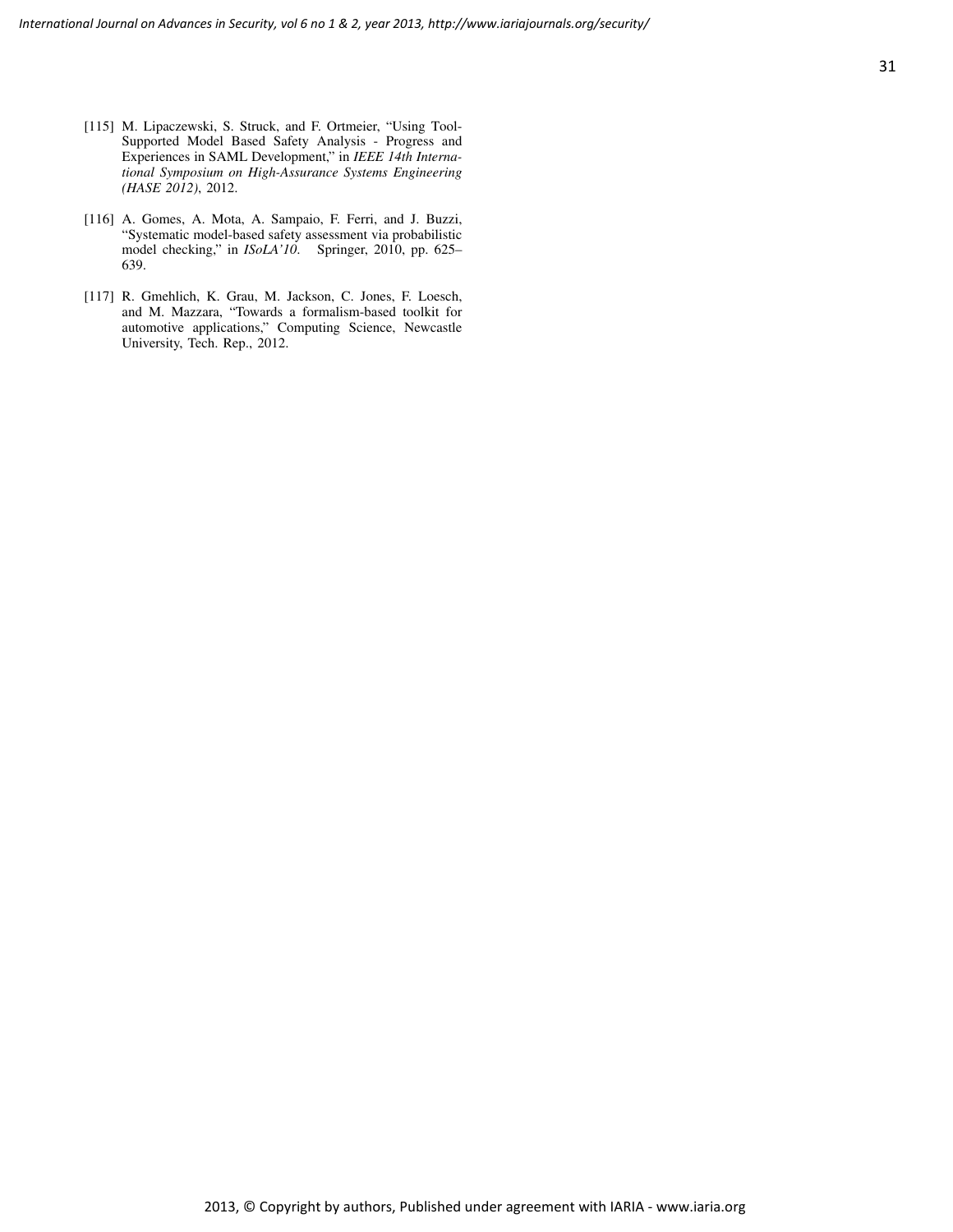[115] M. Lipaczewski, S. Struck, and F. Ortmeier, "Using Tool-Supported Model Based Safety Analysis - Progress and Experiences in SAML Development," in *IEEE 14th International Symposium on High-Assurance Systems Engineering (HASE 2012)*, 2012.

[116] A. Gomes, A. Mota, A. Sampaio, F. Ferri, and J. Buzzi, "Systematic model-based safety assessment via probabilistic model checking," in *ISoLA'10*. Springer, 2010, pp. 625–639.

[117] R. Gmehlich, K. Grau, M. Jackson, C. Jones, F. Loesch, and M. Mazzara, "Towards a formalism-based toolkit for automotive applications," Computing Science, Newcastle University, Tech. Rep., 2012.